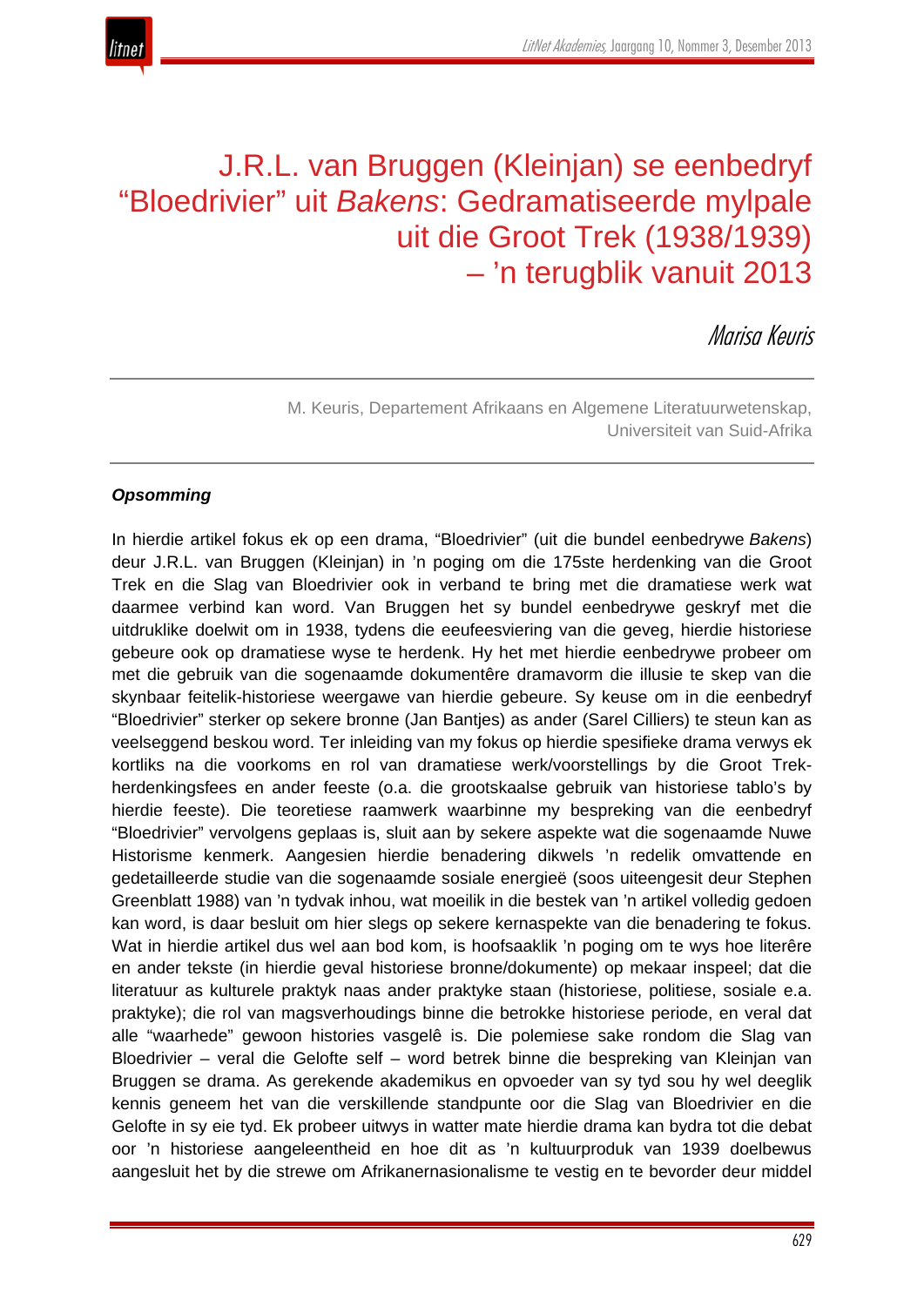# J.R.L. van Bruggen (Kleinjan) se eenbedryf "Bloedrivier" uit *Bakens*: Gedramatiseerde mylpale uit die Groot Trek (1938/1939) – 'n terugblik vanuit 2013

*Marisa Keuris*

M. Keuris, Departement Afrikaans en Algemene Literatuurwetenskap, Universiteit van Suid-Afrika

### *Opsomming*

In hierdie artikel fokus ek op een drama, "Bloedrivier" (uit die bundel eenbedrywe *Bakens*) deur J.R.L. van Bruggen (Kleinjan) in 'n poging om die 175ste herdenking van die Groot Trek en die Slag van Bloedrivier ook in verband te bring met die dramatiese werk wat daarmee verbind kan word. Van Bruggen het sy bundel eenbedrywe geskryf met die uitdruklike doelwit om in 1938, tydens die eeufeesviering van die geveg, hierdie historiese gebeure ook op dramatiese wyse te herdenk. Hy het met hierdie eenbedrywe probeer om met die gebruik van die sogenaamde dokumentêre dramavorm die illusie te skep van die skynbaar feitelik-historiese weergawe van hierdie gebeure. Sy keuse om in die eenbedryf "Bloedrivier" sterker op sekere bronne (Jan Bantjes) as ander (Sarel Cilliers) te steun kan as veelseggend beskou word. Ter inleiding van my fokus op hierdie spesifieke drama verwys ek kortliks na die voorkoms en rol van dramatiese werk/voorstellings by die Groot Trek-herdenkingsfees en ander feeste (o.a. die grootskaalse gebruik van historiese tablo's by hierdie feeste). Die teoretiese raamwerk waarbinne my bespreking van die eenbedryf "Bloedrivier" vervolgens geplaas is, sluit aan by sekere aspekte wat die sogenaamde Nuwe Historisme kenmerk. Aangesien hierdie benadering dikwels 'n redelik omvattende en gedetailleerde studie van die sogenaamde sosiale energieë (soos uiteengesit deur Stephen Greenblatt 1988) van 'n tydvak inhou, wat moeilik in die bestek van 'n artikel volledig gedoen kan word, is daar besluit om hier slegs op sekere kernaspekte van die benadering te fokus. Wat in hierdie artikel dus wel aan bod kom, is hoofsaaklik 'n poging om te wys hoe literêre en ander tekste (in hierdie geval historiese bronne/dokumente) op mekaar inspeel; dat die literatuur as kulturele praktyk naas ander praktyke staan (historiese, politiese, sosiale e.a. praktyke); die rol van magsverhoudings binne die betrokke historiese periode, en veral dat alle "waarhede" gewoon histories vasgelê is. Die polemiese sake rondom die Slag van Bloedrivier – veral die Gelofte self – word betrek binne die bespreking van Kleinjan van Bruggen se drama. As gerekende akademikus en opvoeder van sy tyd sou hy wel deeglik kennis geneem het van die verskillende standpunte oor die Slag van Bloedrivier en die Gelofte in sy eie tyd. Ek probeer uitwys in watter mate hierdie drama kan bydra tot die debat oor 'n historiese aangeleentheid en hoe dit as 'n kultuurproduk van 1939 doelbewus aangesluit het by die strewe om Afrikanernasionalisme te vestig en te bevorder deur middel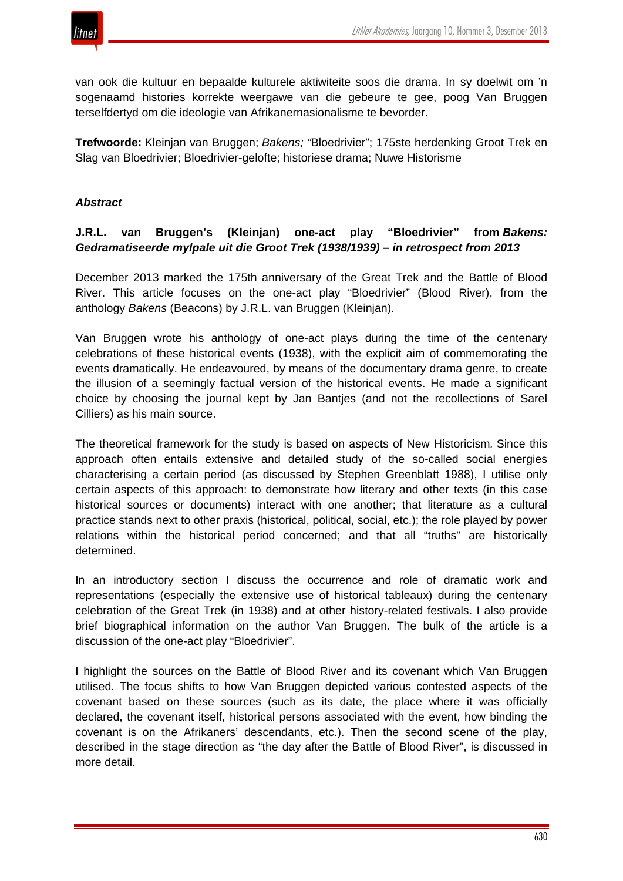van ook die kultuur en bepaalde kulturele aktiwiteite soos die drama. In sy doelwit om 'n sogenaamd histories korrekte weergawe van die gebeure te gee, poog Van Bruggen terselfdertyd om die ideologie van Afrikanernasionalisme te bevorder.

**Trefwoorde:** Kleinjan van Bruggen; *Bakens; "*Bloedrivier"; 175ste herdenking Groot Trek en Slag van Bloedrivier; Bloedrivier-gelofte; historiese drama; Nuwe Historisme

***Abstract***

***J.R.L. van Bruggen's (Kleinjan) one-act play "Bloedrivier" from Bakens: Gedramatiseerde mylpale uit die Groot Trek (1938/1939) – in retrospect from 2013***

December 2013 marked the 175th anniversary of the Great Trek and the Battle of Blood River. This article focuses on the one-act play "Bloedrivier" (Blood River), from the anthology *Bakens* (Beacons) by J.R.L. van Bruggen (Kleinjan).

Van Bruggen wrote his anthology of one-act plays during the time of the centenary celebrations of these historical events (1938), with the explicit aim of commemorating the events dramatically. He endeavoured, by means of the documentary drama genre, to create the illusion of a seemingly factual version of the historical events. He made a significant choice by choosing the journal kept by Jan Bantjes (and not the recollections of Sarel Cilliers) as his main source.

The theoretical framework for the study is based on aspects of New Historicism. Since this approach often entails extensive and detailed study of the so-called social energies characterising a certain period (as discussed by Stephen Greenblatt 1988), I utilise only certain aspects of this approach: to demonstrate how literary and other texts (in this case historical sources or documents) interact with one another; that literature as a cultural practice stands next to other praxis (historical, political, social, etc.); the role played by power relations within the historical period concerned; and that all "truths" are historically determined.

In an introductory section I discuss the occurrence and role of dramatic work and representations (especially the extensive use of historical tableaux) during the centenary celebration of the Great Trek (in 1938) and at other history-related festivals. I also provide brief biographical information on the author Van Bruggen. The bulk of the article is a discussion of the one-act play "Bloedrivier".

I highlight the sources on the Battle of Blood River and its covenant which Van Bruggen utilised. The focus shifts to how Van Bruggen depicted various contested aspects of the covenant based on these sources (such as its date, the place where it was officially declared, the covenant itself, historical persons associated with the event, how binding the covenant is on the Afrikaners' descendants, etc.). Then the second scene of the play, described in the stage direction as "the day after the Battle of Blood River", is discussed in more detail.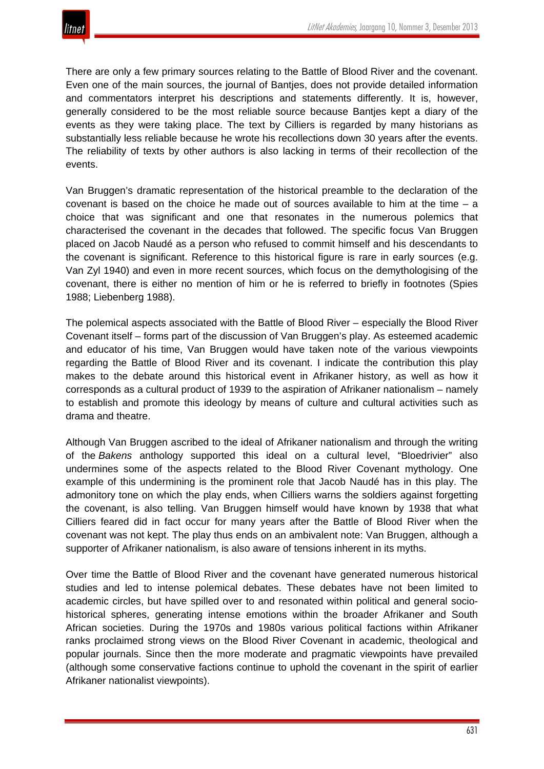There are only a few primary sources relating to the Battle of Blood River and the covenant. Even one of the main sources, the journal of Bantjes, does not provide detailed information and commentators interpret his descriptions and statements differently. It is, however, generally considered to be the most reliable source because Bantjes kept a diary of the events as they were taking place. The text by Cilliers is regarded by many historians as substantially less reliable because he wrote his recollections down 30 years after the events. The reliability of texts by other authors is also lacking in terms of their recollection of the events.

Van Bruggen's dramatic representation of the historical preamble to the declaration of the covenant is based on the choice he made out of sources available to him at the time – a choice that was significant and one that resonates in the numerous polemics that characterised the covenant in the decades that followed. The specific focus Van Bruggen placed on Jacob Naudé as a person who refused to commit himself and his descendants to the covenant is significant. Reference to this historical figure is rare in early sources (e.g. Van Zyl 1940) and even in more recent sources, which focus on the demythologising of the covenant, there is either no mention of him or he is referred to briefly in footnotes (Spies 1988; Liebenberg 1988).

The polemical aspects associated with the Battle of Blood River – especially the Blood River Covenant itself – forms part of the discussion of Van Bruggen's play. As esteemed academic and educator of his time, Van Bruggen would have taken note of the various viewpoints regarding the Battle of Blood River and its covenant. I indicate the contribution this play makes to the debate around this historical event in Afrikaner history, as well as how it corresponds as a cultural product of 1939 to the aspiration of Afrikaner nationalism – namely to establish and promote this ideology by means of culture and cultural activities such as drama and theatre.

Although Van Bruggen ascribed to the ideal of Afrikaner nationalism and through the writing of the *Bakens* anthology supported this ideal on a cultural level, "Bloedrivier" also undermines some of the aspects related to the Blood River Covenant mythology. One example of this undermining is the prominent role that Jacob Naudé has in this play. The admonitory tone on which the play ends, when Cilliers warns the soldiers against forgetting the covenant, is also telling. Van Bruggen himself would have known by 1938 that what Cilliers feared did in fact occur for many years after the Battle of Blood River when the covenant was not kept. The play thus ends on an ambivalent note: Van Bruggen, although a supporter of Afrikaner nationalism, is also aware of tensions inherent in its myths.

Over time the Battle of Blood River and the covenant have generated numerous historical studies and led to intense polemical debates. These debates have not been limited to academic circles, but have spilled over to and resonated within political and general socio-historical spheres, generating intense emotions within the broader Afrikaner and South African societies. During the 1970s and 1980s various political factions within Afrikaner ranks proclaimed strong views on the Blood River Covenant in academic, theological and popular journals. Since then the more moderate and pragmatic viewpoints have prevailed (although some conservative factions continue to uphold the covenant in the spirit of earlier Afrikaner nationalist viewpoints).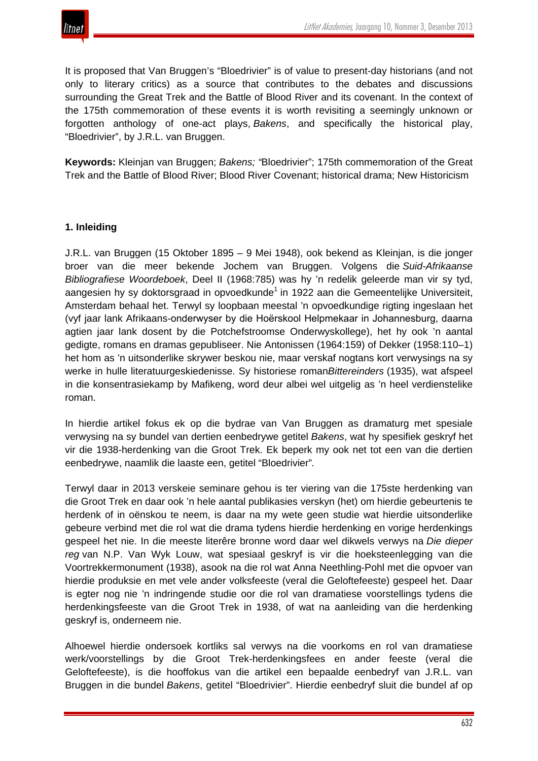It is proposed that Van Bruggen's "Bloedrivier" is of value to present-day historians (and not only to literary critics) as a source that contributes to the debates and discussions surrounding the Great Trek and the Battle of Blood River and its covenant. In the context of the 175th commemoration of these events it is worth revisiting a seemingly unknown or forgotten anthology of one-act plays, *Bakens*, and specifically the historical play, "Bloedrivier", by J.R.L. van Bruggen.

**Keywords:** Kleinjan van Bruggen; *Bakens; "*Bloedrivier"; 175th commemoration of the Great Trek and the Battle of Blood River; Blood River Covenant; historical drama; New Historicism

## 1. Inleiding

J.R.L. van Bruggen (15 Oktober 1895 – 9 Mei 1948), ook bekend as Kleinjan, is die jonger broer van die meer bekende Jochem van Bruggen. Volgens die *Suid-Afrikaanse Bibliografiese Woordeboek*, Deel II (1968:785) was hy 'n redelik geleerde man vir sy tyd, aangesien hy sy doktorsgraad in opvoedkunde[1] in 1922 aan die Gemeentelijke Universiteit, Amsterdam behaal het. Terwyl sy loopbaan meestal 'n opvoedkundige rigting ingeslaan het (vyf jaar lank Afrikaans-onderwyser by die Hoërskool Helpmekaar in Johannesburg, daarna agtien jaar lank dosent by die Potchefstroomse Onderwyskollege), het hy ook 'n aantal gedigte, romans en dramas gepubliseer. Nie Antonissen (1964:159) of Dekker (1958:110–1) het hom as 'n uitsonderlike skrywer beskou nie, maar verskaf nogtans kort verwysings na sy werke in hulle literatuurgeskiedenisse. Sy historiese roman*Bittereinders* (1935), wat afspeel in die konsentrasiekamp by Mafikeng, word deur albei wel uitgelig as 'n heel verdienstelike roman.

In hierdie artikel fokus ek op die bydrae van Van Bruggen as dramaturg met spesiale verwysing na sy bundel van dertien eenbedrywe getitel *Bakens*, wat hy spesifiek geskryf het vir die 1938-herdenking van die Groot Trek. Ek beperk my ook net tot een van die dertien eenbedrywe, naamlik die laaste een, getitel "Bloedrivier".

Terwyl daar in 2013 verskeie seminare gehou is ter viering van die 175ste herdenking van die Groot Trek en daar ook 'n hele aantal publikasies verskyn (het) om hierdie gebeurtenis te herdenk of in oënskou te neem, is daar na my wete geen studie wat hierdie uitsonderlike gebeure verbind met die rol wat die drama tydens hierdie herdenking en vorige herdenkings gespeel het nie. In die meeste literêre bronne word daar wel dikwels verwys na *Die dieper reg* van N.P. Van Wyk Louw, wat spesiaal geskryf is vir die hoeksteenlegging van die Voortrekkermonument (1938), asook na die rol wat Anna Neethling-Pohl met die opvoer van hierdie produksie en met vele ander volksfeeste (veral die Geloftefeeste) gespeel het. Daar is egter nog nie 'n indringende studie oor die rol van dramatiese voorstellings tydens die herdenkingsfeeste van die Groot Trek in 1938, of wat na aanleiding van die herdenking geskryf is, onderneem nie.

Alhoewel hierdie ondersoek kortliks sal verwys na die voorkoms en rol van dramatiese werk/voorstellings by die Groot Trek-herdenkingsfees en ander feeste (veral die Geloftefeeste), is die hooffokus van die artikel een bepaalde eenbedryf van J.R.L. van Bruggen in die bundel *Bakens*, getitel "Bloedrivier". Hierdie eenbedryf sluit die bundel af op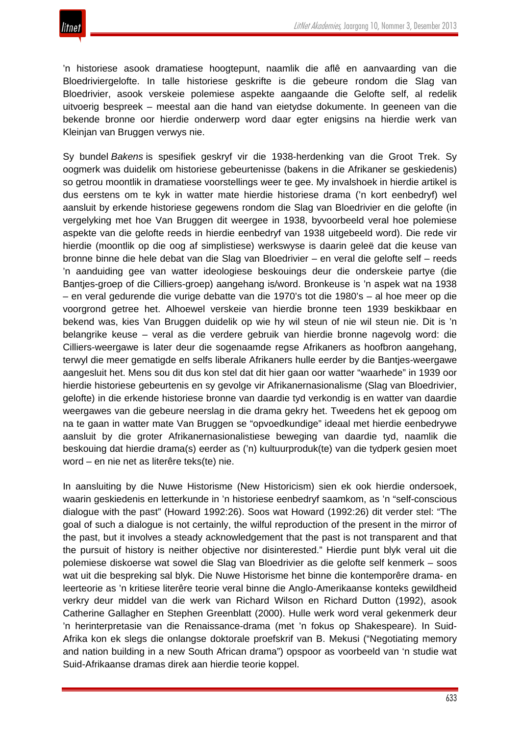'n historiese asook dramatiese hoogtepunt, naamlik die aflê en aanvaarding van die Bloedriviergelofte. In talle historiese geskrifte is die gebeure rondom die Slag van Bloedrivier, asook verskeie polemiese aspekte aangaande die Gelofte self, al redelik uitvoerig bespreek – meestal aan die hand van eietydse dokumente. In geeneen van die bekende bronne oor hierdie onderwerp word daar egter enigsins na hierdie werk van Kleinjan van Bruggen verwys nie.

Sy bundel *Bakens* is spesifiek geskryf vir die 1938-herdenking van die Groot Trek. Sy oogmerk was duidelik om historiese gebeurtenisse (bakens in die Afrikaner se geskiedenis) so getrou moontlik in dramatiese voorstellings weer te gee. My invalshoek in hierdie artikel is dus eerstens om te kyk in watter mate hierdie historiese drama ('n kort eenbedryf) wel aansluit by erkende historiese gegewens rondom die Slag van Bloedrivier en die gelofte (in vergelyking met hoe Van Bruggen dit weergee in 1938, byvoorbeeld veral hoe polemiese aspekte van die gelofte reeds in hierdie eenbedryf van 1938 uitgebeeld word). Die rede vir hierdie (moontlik op die oog af simplistiese) werkswyse is daarin geleë dat die keuse van bronne binne die hele debat van die Slag van Bloedrivier – en veral die gelofte self – reeds 'n aanduiding gee van watter ideologiese beskouings deur die onderskeie partye (die Bantjes-groep of die Cilliers-groep) aangehang is/word. Bronkeuse is 'n aspek wat na 1938 – en veral gedurende die vurige debatte van die 1970's tot die 1980's – al hoe meer op die voorgrond getree het. Alhoewel verskeie van hierdie bronne teen 1939 beskikbaar en bekend was, kies Van Bruggen duidelik op wie hy wil steun of nie wil steun nie. Dit is 'n belangrike keuse – veral as die verdere gebruik van hierdie bronne nagevolg word: die Cilliers-weergawe is later deur die sogenaamde regse Afrikaners as hoofbron aangehang, terwyl die meer gematigde en selfs liberale Afrikaners hulle eerder by die Bantjes-weergawe aangesluit het. Mens sou dit dus kon stel dat dit hier gaan oor watter "waarhede" in 1939 oor hierdie historiese gebeurtenis en sy gevolge vir Afrikanernasionalisme (Slag van Bloedrivier, gelofte) in die erkende historiese bronne van daardie tyd verkondig is en watter van daardie weergawes van die gebeure neerslag in die drama gekry het. Tweedens het ek gepoog om na te gaan in watter mate Van Bruggen se "opvoedkundige" ideaal met hierdie eenbedrywe aansluit by die groter Afrikanernasionalistiese beweging van daardie tyd, naamlik die beskouing dat hierdie drama(s) eerder as ('n) kultuurproduk(te) van die tydperk gesien moet word – en nie net as literêre teks(te) nie.

In aansluiting by die Nuwe Historisme (New Historicism) sien ek ook hierdie ondersoek, waarin geskiedenis en letterkunde in 'n historiese eenbedryf saamkom, as 'n "self-conscious dialogue with the past" (Howard 1992:26). Soos wat Howard (1992:26) dit verder stel: "The goal of such a dialogue is not certainly, the wilful reproduction of the present in the mirror of the past, but it involves a steady acknowledgement that the past is not transparent and that the pursuit of history is neither objective nor disinterested." Hierdie punt blyk veral uit die polemiese diskoerse wat sowel die Slag van Bloedrivier as die gelofte self kenmerk – soos wat uit die bespreking sal blyk. Die Nuwe Historisme het binne die kontemporêre drama- en leerteorie as 'n kritiese literêre teorie veral binne die Anglo-Amerikaanse konteks gewildheid verkry deur middel van die werk van Richard Wilson en Richard Dutton (1992), asook Catherine Gallagher en Stephen Greenblatt (2000). Hulle werk word veral gekenmerk deur 'n herinterpretasie van die Renaissance-drama (met 'n fokus op Shakespeare). In Suid-Afrika kon ek slegs die onlangse doktorale proefskrif van B. Mekusi ("Negotiating memory and nation building in a new South African drama") opspoor as voorbeeld van 'n studie wat Suid-Afrikaanse dramas direk aan hierdie teorie koppel.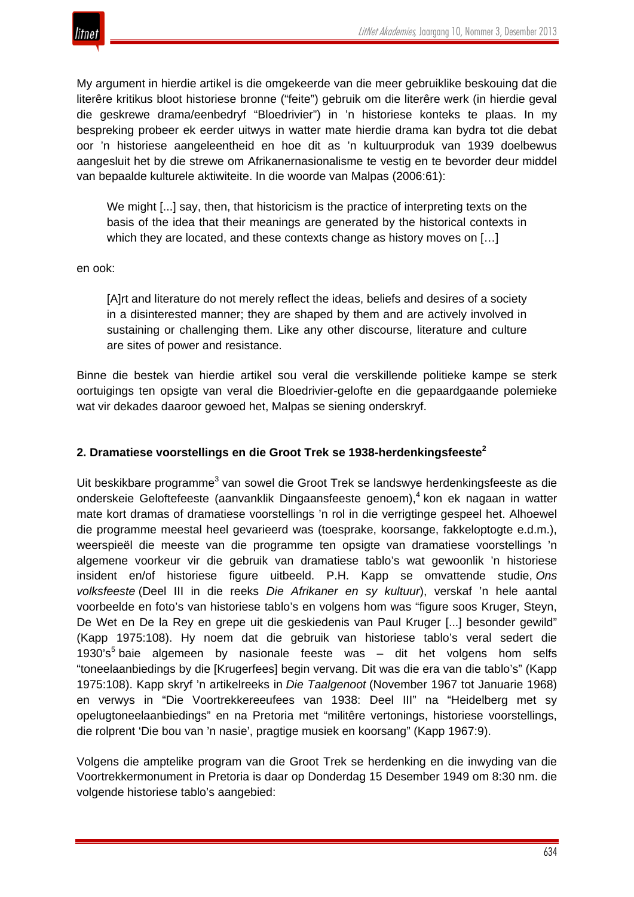My argument in hierdie artikel is die omgekeerde van die meer gebruiklike beskouing dat die literêre kritikus bloot historiese bronne ("feite") gebruik om die literêre werk (in hierdie geval die geskrewe drama/eenbedryf "Bloedrivier") in 'n historiese konteks te plaas. In my bespreking probeer ek eerder uitwys in watter mate hierdie drama kan bydra tot die debat oor 'n historiese aangeleentheid en hoe dit as 'n kultuurproduk van 1939 doelbewus aangesluit het by die strewe om Afrikanernasionalisme te vestig en te bevorder deur middel van bepaalde kulturele aktiwiteite. In die woorde van Malpas (2006:61):

> We might [...] say, then, that historicism is the practice of interpreting texts on the basis of the idea that their meanings are generated by the historical contexts in which they are located, and these contexts change as history moves on […]

en ook:

> [A]rt and literature do not merely reflect the ideas, beliefs and desires of a society in a disinterested manner; they are shaped by them and are actively involved in sustaining or challenging them. Like any other discourse, literature and culture are sites of power and resistance.

Binne die bestek van hierdie artikel sou veral die verskillende politieke kampe se sterk oortuigings ten opsigte van veral die Bloedrivier-gelofte en die gepaardgaande polemieke wat vir dekades daaroor gewoed het, Malpas se siening onderskryf.

## 2. Dramatiese voorstellings en die Groot Trek se 1938-herdenkingsfeeste[2]

Uit beskikbare programme[3] van sowel die Groot Trek se landswye herdenkingsfeeste as die onderskeie Geloftefeeste (aanvanklik Dingaansfeeste genoem),[4] kon ek nagaan in watter mate kort dramas of dramatiese voorstellings 'n rol in die verrigtinge gespeel het. Alhoewel die programme meestal heel gevarieerd was (toesprake, koorsange, fakkeloptogte e.d.m.), weerspieël die meeste van die programme ten opsigte van dramatiese voorstellings 'n algemene voorkeur vir die gebruik van dramatiese tablo's wat gewoonlik 'n historiese insident en/of historiese figure uitbeeld. P.H. Kapp se omvattende studie, *Ons volksfeeste* (Deel III in die reeks *Die Afrikaner en sy kultuur*), verskaf 'n hele aantal voorbeelde en foto's van historiese tablo's en volgens hom was "figure soos Kruger, Steyn, De Wet en De la Rey en grepe uit die geskiedenis van Paul Kruger [...] besonder gewild" (Kapp 1975:108). Hy noem dat die gebruik van historiese tablo's veral sedert die 1930's[5] baie algemeen by nasionale feeste was – dit het volgens hom selfs "toneelaanbiedings by die [Krugerfees] begin vervang. Dit was die era van die tablo's" (Kapp 1975:108). Kapp skryf 'n artikelreeks in *Die Taalgenoot* (November 1967 tot Januarie 1968) en verwys in "Die Voortrekkereeufees van 1938: Deel III" na "Heidelberg met sy opelugtoneelaanbiedings" en na Pretoria met "militêre vertonings, historiese voorstellings, die rolprent 'Die bou van 'n nasie', pragtige musiek en koorsang" (Kapp 1967:9).

Volgens die amptelike program van die Groot Trek se herdenking en die inwyding van die Voortrekkermonument in Pretoria is daar op Donderdag 15 Desember 1949 om 8:30 nm. die volgende historiese tablo's aangebied: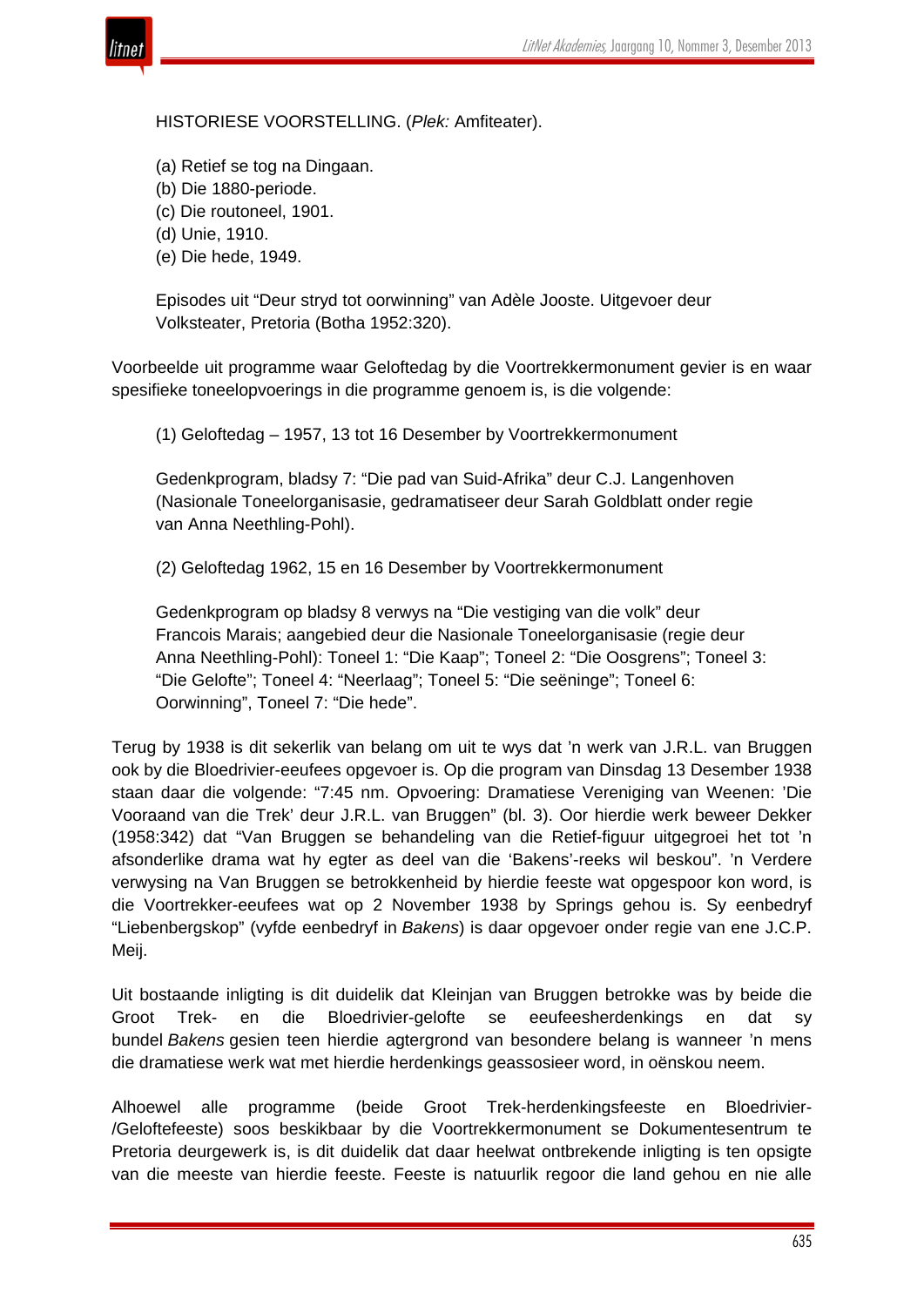HISTORIESE VOORSTELLING. (*Plek:* Amfiteater).

(a) Retief se tog na Dingaan.  
(b) Die 1880-periode.  
(c) Die routoneel, 1901.  
(d) Unie, 1910.  
(e) Die hede, 1949.

Episodes uit "Deur stryd tot oorwinning" van Adèle Jooste. Uitgevoer deur Volksteater, Pretoria (Botha 1952:320).

Voorbeelde uit programme waar Geloftedag by die Voortrekkermonument gevier is en waar spesifieke toneelopvoerings in die programme genoem is, is die volgende:

(1) Geloftedag – 1957, 13 tot 16 Desember by Voortrekkermonument

Gedenkprogram, bladsy 7: "Die pad van Suid-Afrika" deur C.J. Langenhoven (Nasionale Toneelorganisasie, gedramatiseer deur Sarah Goldblatt onder regie van Anna Neethling-Pohl).

(2) Geloftedag 1962, 15 en 16 Desember by Voortrekkermonument

Gedenkprogram op bladsy 8 verwys na "Die vestiging van die volk" deur Francois Marais; aangebied deur die Nasionale Toneelorganisasie (regie deur Anna Neethling-Pohl): Toneel 1: "Die Kaap"; Toneel 2: "Die Oosgrens"; Toneel 3: "Die Gelofte"; Toneel 4: "Neerlaag"; Toneel 5: "Die seëninge"; Toneel 6: Oorwinning", Toneel 7: "Die hede".

Terug by 1938 is dit sekerlik van belang om uit te wys dat 'n werk van J.R.L. van Bruggen ook by die Bloedrivier-eeufees opgevoer is. Op die program van Dinsdag 13 Desember 1938 staan daar die volgende: "7:45 nm. Opvoering: Dramatiese Vereniging van Weenen: 'Die Vooraand van die Trek' deur J.R.L. van Bruggen" (bl. 3). Oor hierdie werk beweer Dekker (1958:342) dat "Van Bruggen se behandeling van die Retief-figuur uitgegroei het tot 'n afsonderlike drama wat hy egter as deel van die 'Bakens'-reeks wil beskou". 'n Verdere verwysing na Van Bruggen se betrokkenheid by hierdie feeste wat opgespoor kon word, is die Voortrekker-eeufees wat op 2 November 1938 by Springs gehou is. Sy eenbedryf "Liebenbergskop" (vyfde eenbedryf in *Bakens*) is daar opgevoer onder regie van ene J.C.P. Meij.

Uit bostaande inligting is dit duidelik dat Kleinjan van Bruggen betrokke was by beide die Groot Trek- en die Bloedrivier-gelofte se eeufeesherdenkings en dat sy bundel *Bakens* gesien teen hierdie agtergrond van besondere belang is wanneer 'n mens die dramatiese werk wat met hierdie herdenkings geassosieer word, in oënskou neem.

Alhoewel alle programme (beide Groot Trek-herdenkingsfeeste en Bloedrivier-/Geloftefeeste) soos beskikbaar by die Voortrekkermonument se Dokumentesentrum te Pretoria deurgewerk is, is dit duidelik dat daar heelwat ontbrekende inligting is ten opsigte van die meeste van hierdie feeste. Feeste is natuurlik regoor die land gehou en nie alle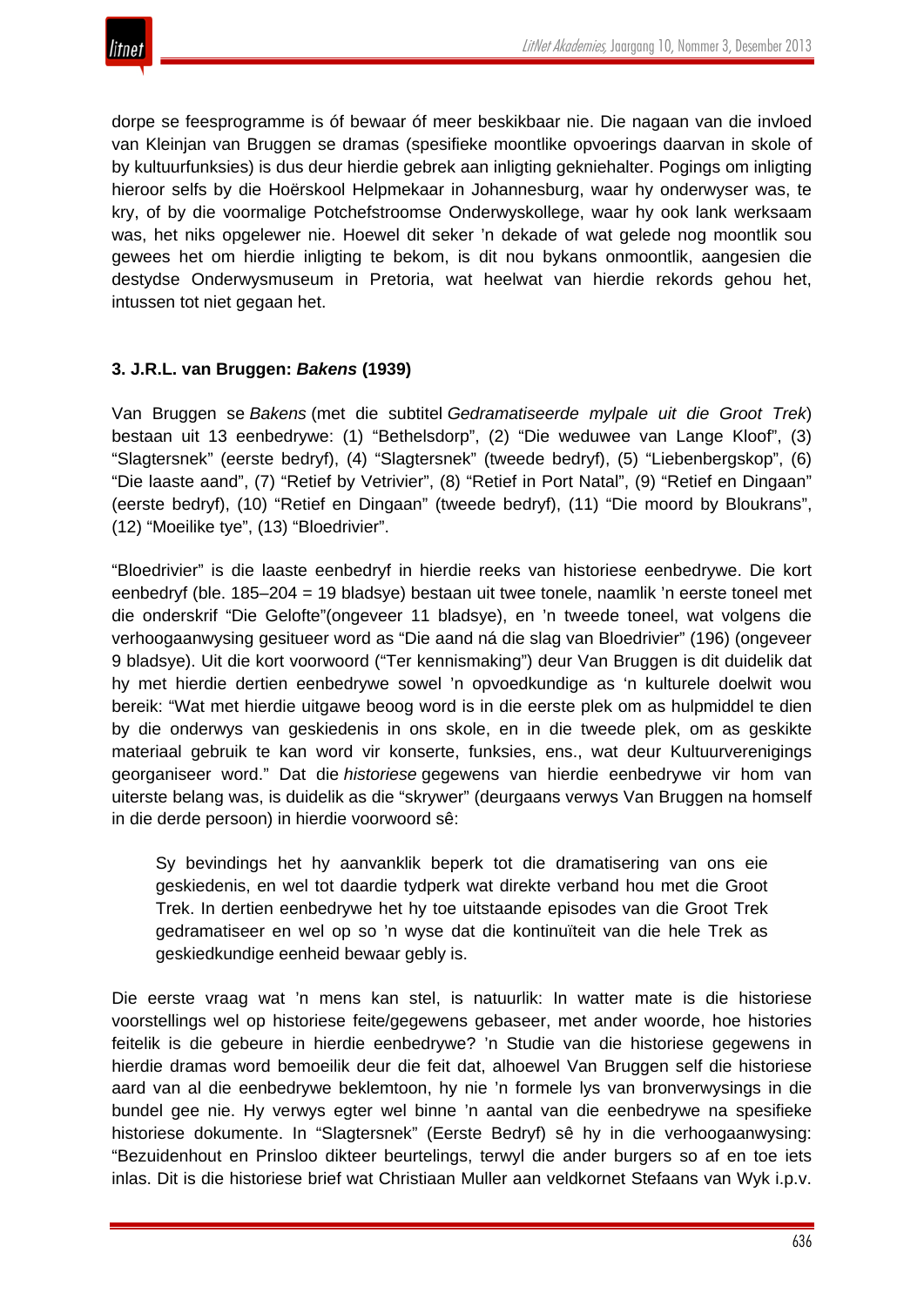dorpe se feesprogramme is óf bewaar óf meer beskikbaar nie. Die nagaan van die invloed van Kleinjan van Bruggen se dramas (spesifieke moontlike opvoerings daarvan in skole of by kultuurfunksies) is dus deur hierdie gebrek aan inligting gekniehalter. Pogings om inligting hieroor selfs by die Hoërskool Helpmekaar in Johannesburg, waar hy onderwyser was, te kry, of by die voormalige Potchefstroomse Onderwyskollege, waar hy ook lank werksaam was, het niks opgelewer nie. Hoewel dit seker 'n dekade of wat gelede nog moontlik sou gewees het om hierdie inligting te bekom, is dit nou bykans onmoontlik, aangesien die destydse Onderwysmuseum in Pretoria, wat heelwat van hierdie rekords gehou het, intussen tot niet gegaan het.

### 3. J.R.L. van Bruggen: *Bakens* (1939)

Van Bruggen se *Bakens* (met die subtitel *Gedramatiseerde mylpale uit die Groot Trek*) bestaan uit 13 eenbedrywe: (1) "Bethelsdorp", (2) "Die weduwee van Lange Kloof", (3) "Slagtersnek" (eerste bedryf), (4) "Slagtersnek" (tweede bedryf), (5) "Liebenbergskop", (6) "Die laaste aand", (7) "Retief by Vetrivier", (8) "Retief in Port Natal", (9) "Retief en Dingaan" (eerste bedryf), (10) "Retief en Dingaan" (tweede bedryf), (11) "Die moord by Bloukrans", (12) "Moeilike tye", (13) "Bloedrivier".

"Bloedrivier" is die laaste eenbedryf in hierdie reeks van historiese eenbedrywe. Die kort eenbedryf (ble. 185–204 = 19 bladsye) bestaan uit twee tonele, naamlik 'n eerste toneel met die onderskrif "Die Gelofte"(ongeveer 11 bladsye), en 'n tweede toneel, wat volgens die verhoogaanwysing gesitueer word as "Die aand ná die slag van Bloedrivier" (196) (ongeveer 9 bladsye). Uit die kort voorwoord ("Ter kennismaking") deur Van Bruggen is dit duidelik dat hy met hierdie dertien eenbedrywe sowel 'n opvoedkundige as 'n kulturele doelwit wou bereik: "Wat met hierdie uitgawe beoog word is in die eerste plek om as hulpmiddel te dien by die onderwys van geskiedenis in ons skole, en in die tweede plek, om as geskikte materiaal gebruik te kan word vir konserte, funksies, ens., wat deur Kultuurverenigings georganiseer word." Dat die *historiese* gegewens van hierdie eenbedrywe vir hom van uiterste belang was, is duidelik as die "skrywer" (deurgaans verwys Van Bruggen na homself in die derde persoon) in hierdie voorwoord sê:

> Sy bevindings het hy aanvanklik beperk tot die dramatisering van ons eie geskiedenis, en wel tot daardie tydperk wat direkte verband hou met die Groot Trek. In dertien eenbedrywe het hy toe uitstaande episodes van die Groot Trek gedramatiseer en wel op so 'n wyse dat die kontinuïteit van die hele Trek as geskiedkundige eenheid bewaar gebly is.

Die eerste vraag wat 'n mens kan stel, is natuurlik: In watter mate is die historiese voorstellings wel op historiese feite/gegewens gebaseer, met ander woorde, hoe histories feitelik is die gebeure in hierdie eenbedrywe? 'n Studie van die historiese gegewens in hierdie dramas word bemoeilik deur die feit dat, alhoewel Van Bruggen self die historiese aard van al die eenbedrywe beklemtoon, hy nie 'n formele lys van bronverwysings in die bundel gee nie. Hy verwys egter wel binne 'n aantal van die eenbedrywe na spesifieke historiese dokumente. In "Slagtersnek" (Eerste Bedryf) sê hy in die verhoogaanwysing: "Bezuidenhout en Prinsloo dikteer beurtelings, terwyl die ander burgers so af en toe iets inlas. Dit is die historiese brief wat Christiaan Muller aan veldkornet Stefaans van Wyk i.p.v.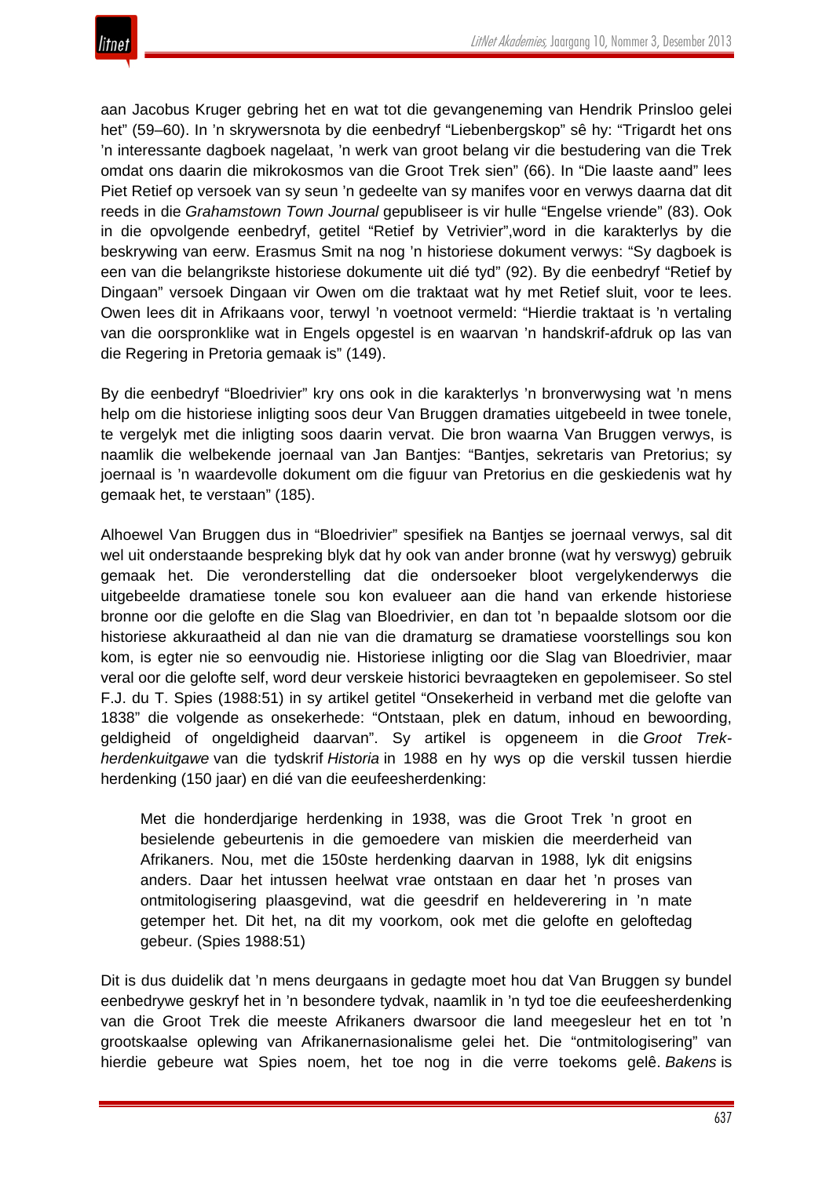aan Jacobus Kruger gebring het en wat tot die gevangeneming van Hendrik Prinsloo gelei het" (59–60). In 'n skrywersnota by die eenbedryf "Liebenbergskop" sê hy: "Trigardt het ons 'n interessante dagboek nagelaat, 'n werk van groot belang vir die bestudering van die Trek omdat ons daarin die mikrokosmos van die Groot Trek sien" (66). In "Die laaste aand" lees Piet Retief op versoek van sy seun 'n gedeelte van sy manifes voor en verwys daarna dat dit reeds in die *Grahamstown Town Journal* gepubliseer is vir hulle "Engelse vriende" (83). Ook in die opvolgende eenbedryf, getitel "Retief by Vetrivier",word in die karakterlys by die beskrywing van eerw. Erasmus Smit na nog 'n historiese dokument verwys: "Sy dagboek is een van die belangrikste historiese dokumente uit dié tyd" (92). By die eenbedryf "Retief by Dingaan" versoek Dingaan vir Owen om die traktaat wat hy met Retief sluit, voor te lees. Owen lees dit in Afrikaans voor, terwyl 'n voetnoot vermeld: "Hierdie traktaat is 'n vertaling van die oorspronklike wat in Engels opgestel is en waarvan 'n handskrif-afdruk op las van die Regering in Pretoria gemaak is" (149).

By die eenbedryf "Bloedrivier" kry ons ook in die karakterlys 'n bronverwysing wat 'n mens help om die historiese inligting soos deur Van Bruggen dramaties uitgebeeld in twee tonele, te vergelyk met die inligting soos daarin vervat. Die bron waarna Van Bruggen verwys, is naamlik die welbekende joernaal van Jan Bantjes: "Bantjes, sekretaris van Pretorius; sy joernaal is 'n waardevolle dokument om die figuur van Pretorius en die geskiedenis wat hy gemaak het, te verstaan" (185).

Alhoewel Van Bruggen dus in "Bloedrivier" spesifiek na Bantjes se joernaal verwys, sal dit wel uit onderstaande bespreking blyk dat hy ook van ander bronne (wat hy verswyg) gebruik gemaak het. Die veronderstelling dat die ondersoeker bloot vergelykenderwys die uitgebeelde dramatiese tonele sou kon evalueer aan die hand van erkende historiese bronne oor die gelofte en die Slag van Bloedrivier, en dan tot 'n bepaalde slotsom oor die historiese akkuraatheid al dan nie van die dramaturg se dramatiese voorstellings sou kon kom, is egter nie so eenvoudig nie. Historiese inligting oor die Slag van Bloedrivier, maar veral oor die gelofte self, word deur verskeie historici bevraagteken en gepolemiseer. So stel F.J. du T. Spies (1988:51) in sy artikel getitel "Onsekerheid in verband met die gelofte van 1838" die volgende as onsekerhede: "Ontstaan, plek en datum, inhoud en bewoording, geldigheid of ongeldigheid daarvan". Sy artikel is opgeneem in die *Groot Trek-herdenkuitgawe* van die tydskrif *Historia* in 1988 en hy wys op die verskil tussen hierdie herdenking (150 jaar) en dié van die eeufeesherdenking:

> Met die honderdjarige herdenking in 1938, was die Groot Trek 'n groot en besielende gebeurtenis in die gemoedere van miskien die meerderheid van Afrikaners. Nou, met die 150ste herdenking daarvan in 1988, lyk dit enigsins anders. Daar het intussen heelwat vrae ontstaan en daar het 'n proses van ontmitologisering plaasgevind, wat die geesdrif en heldeverering in 'n mate getemper het. Dit het, na dit my voorkom, ook met die gelofte en geloftedag gebeur. (Spies 1988:51)

Dit is dus duidelik dat 'n mens deurgaans in gedagte moet hou dat Van Bruggen sy bundel eenbedrywe geskryf het in 'n besondere tydvak, naamlik in 'n tyd toe die eeufeesherdenking van die Groot Trek die meeste Afrikaners dwarsoor die land meegesleur het en tot 'n grootskaalse oplewing van Afrikanernasionalisme gelei het. Die "ontmitologisering" van hierdie gebeure wat Spies noem, het toe nog in die verre toekoms gelê. *Bakens* is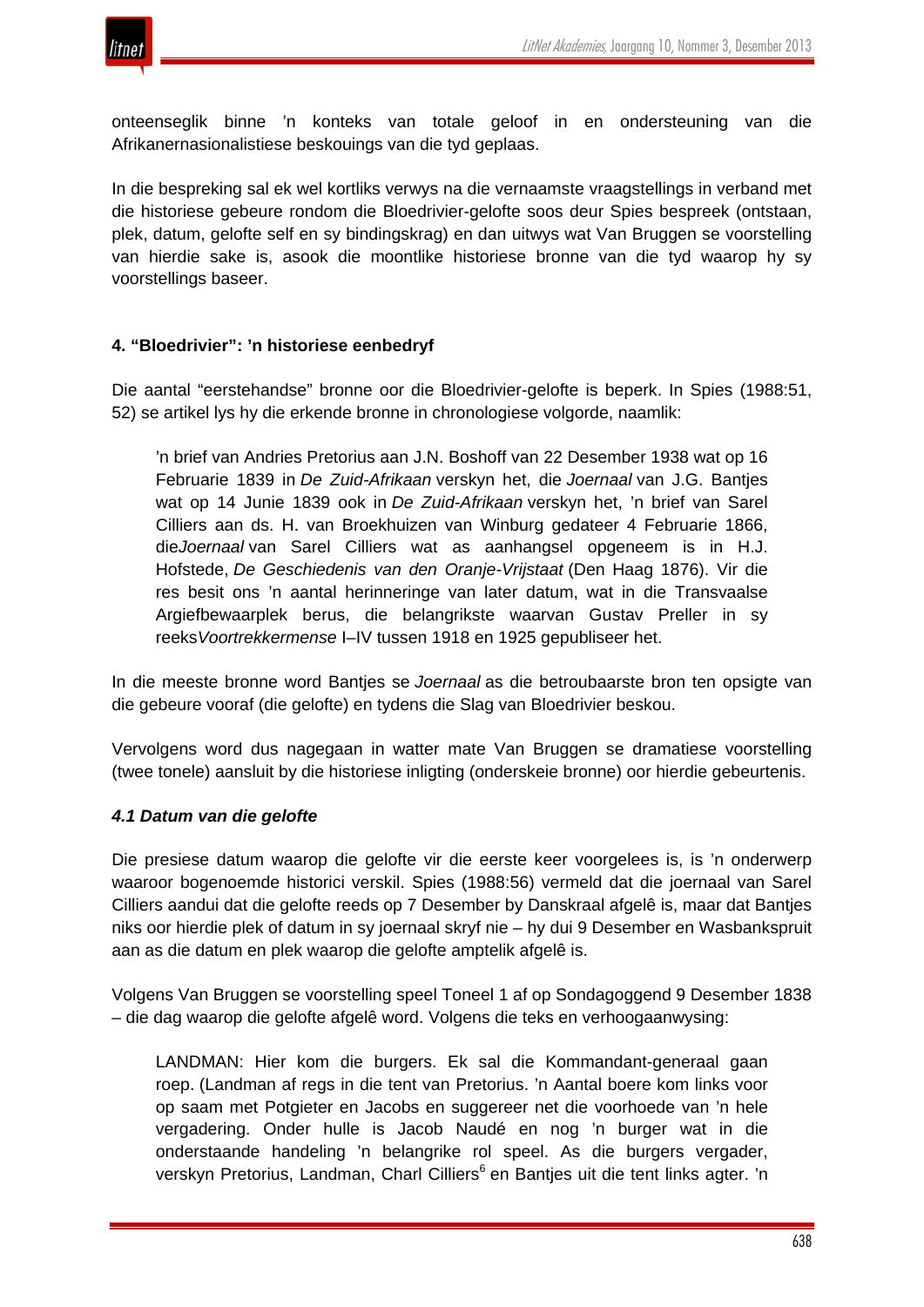onteenseglik binne 'n konteks van totale geloof in en ondersteuning van die Afrikanernasionalistiese beskouings van die tyd geplaas.

In die bespreking sal ek wel kortliks verwys na die vernaamste vraagstellings in verband met die historiese gebeure rondom die Bloedrivier-gelofte soos deur Spies bespreek (ontstaan, plek, datum, gelofte self en sy bindingskrag) en dan uitwys wat Van Bruggen se voorstelling van hierdie sake is, asook die moontlike historiese bronne van die tyd waarop hy sy voorstellings baseer.

### 4. "Bloedrivier": 'n historiese eenbedryf

Die aantal "eerstehandse" bronne oor die Bloedrivier-gelofte is beperk. In Spies (1988:51, 52) se artikel lys hy die erkende bronne in chronologiese volgorde, naamlik:

> 'n brief van Andries Pretorius aan J.N. Boshoff van 22 Desember 1938 wat op 16 Februarie 1839 in *De Zuid-Afrikaan* verskyn het, die *Joernaal* van J.G. Bantjes wat op 14 Junie 1839 ook in *De Zuid-Afrikaan* verskyn het, 'n brief van Sarel Cilliers aan ds. H. van Broekhuizen van Winburg gedateer 4 Februarie 1866, die*Joernaal* van Sarel Cilliers wat as aanhangsel opgeneem is in H.J. Hofstede, *De Geschiedenis van den Oranje-Vrijstaat* (Den Haag 1876). Vir die res besit ons 'n aantal herinneringe van later datum, wat in die Transvaalse Argiefbewaarplek berus, die belangrikste waarvan Gustav Preller in sy reeks*Voortrekkermense* I–IV tussen 1918 en 1925 gepubliseer het.

In die meeste bronne word Bantjes se *Joernaal* as die betroubaarste bron ten opsigte van die gebeure vooraf (die gelofte) en tydens die Slag van Bloedrivier beskou.

Vervolgens word dus nagegaan in watter mate Van Bruggen se dramatiese voorstelling (twee tonele) aansluit by die historiese inligting (onderskeie bronne) oor hierdie gebeurtenis.

#### *4.1 Datum van die gelofte*

Die presiese datum waarop die gelofte vir die eerste keer voorgelees is, is 'n onderwerp waaroor bogenoemde historici verskil. Spies (1988:56) vermeld dat die joernaal van Sarel Cilliers aandui dat die gelofte reeds op 7 Desember by Danskraal afgelê is, maar dat Bantjes niks oor hierdie plek of datum in sy joernaal skryf nie – hy dui 9 Desember en Wasbankspruit aan as die datum en plek waarop die gelofte amptelik afgelê is.

Volgens Van Bruggen se voorstelling speel Toneel 1 af op Sondagoggend 9 Desember 1838 – die dag waarop die gelofte afgelê word. Volgens die teks en verhoogaanwysing:

> LANDMAN: Hier kom die burgers. Ek sal die Kommandant-generaal gaan roep. (Landman af regs in die tent van Pretorius. 'n Aantal boere kom links voor op saam met Potgieter en Jacobs en suggereer net die voorhoede van 'n hele vergadering. Onder hulle is Jacob Naudé en nog 'n burger wat in die onderstaande handeling 'n belangrike rol speel. As die burgers vergader, verskyn Pretorius, Landman, Charl Cilliers[6] en Bantjes uit die tent links agter. 'n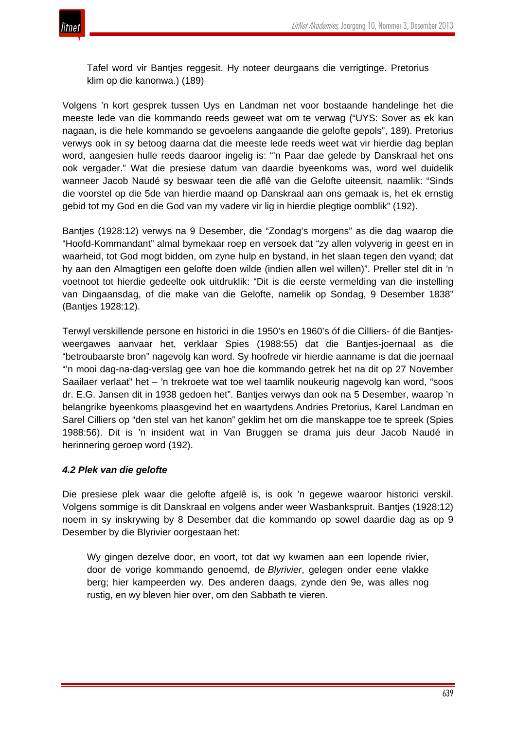Tafel word vir Bantjes reggesit. Hy noteer deurgaans die verrigtinge. Pretorius klim op die kanonwa.) (189)

Volgens ’n kort gesprek tussen Uys en Landman net voor bostaande handelinge het die meeste lede van die kommando reeds geweet wat om te verwag (“UYS: Sover as ek kan nagaan, is die hele kommando se gevoelens aangaande die gelofte gepols”, 189). Pretorius verwys ook in sy betoog daarna dat die meeste lede reeds weet wat vir hierdie dag beplan word, aangesien hulle reeds daaroor ingelig is: “’n Paar dae gelede by Danskraal het ons ook vergader.” Wat die presiese datum van daardie byeenkoms was, word wel duidelik wanneer Jacob Naudé sy beswaar teen die aflê van die Gelofte uiteensit, naamlik: “Sinds die voorstel op die 5de van hierdie maand op Danskraal aan ons gemaak is, het ek ernstig gebid tot my God en die God van my vadere vir lig in hierdie plegtige oomblik” (192).

Bantjes (1928:12) verwys na 9 Desember, die “Zondag’s morgens” as die dag waarop die “Hoofd-Kommandant” almal bymekaar roep en versoek dat “zy allen volyverig in geest en in waarheid, tot God mogt bidden, om zyne hulp en bystand, in het slaan tegen den vyand; dat hy aan den Almagtigen een gelofte doen wilde (indien allen wel willen)”. Preller stel dit in ’n voetnoot tot hierdie gedeelte ook uitdruklik: “Dit is die eerste vermelding van die instelling van Dingaansdag, of die make van die Gelofte, namelik op Sondag, 9 Desember 1838” (Bantjes 1928:12).

Terwyl verskillende persone en historici in die 1950’s en 1960’s óf die Cilliers- óf die Bantjes-weergawes aanvaar het, verklaar Spies (1988:55) dat die Bantjes-joernaal as die “betroubaarste bron” nagevolg kan word. Sy hoofrede vir hierdie aanname is dat die joernaal “’n mooi dag-na-dag-verslag gee van hoe die kommando getrek het na dit op 27 November Saailaer verlaat” het – ’n trekroete wat toe wel taamlik noukeurig nagevolg kan word, “soos dr. E.G. Jansen dit in 1938 gedoen het”. Bantjes verwys dan ook na 5 Desember, waarop ’n belangrike byeenkoms plaasgevind het en waartydens Andries Pretorius, Karel Landman en Sarel Cilliers op “den stel van het kanon” geklim het om die manskappe toe te spreek (Spies 1988:56). Dit is ’n insident wat in Van Bruggen se drama juis deur Jacob Naudé in herinnering geroep word (192).

### *4.2 Plek van die gelofte*

Die presiese plek waar die gelofte afgelê is, is ook ’n gegewe waaroor historici verskil. Volgens sommige is dit Danskraal en volgens ander weer Wasbankspruit. Bantjes (1928:12) noem in sy inskrywing by 8 Desember dat die kommando op sowel daardie dag as op 9 Desember by die Blyrivier oorgestaan het:

> Wy gingen dezelve door, en voort, tot dat wy kwamen aan een lopende rivier, door de vorige kommando genoemd, de *Blyrivier*, gelegen onder eene vlakke berg; hier kampeerden wy. Des anderen daags, zynde den 9e, was alles nog rustig, en wy bleven hier over, om den Sabbath te vieren.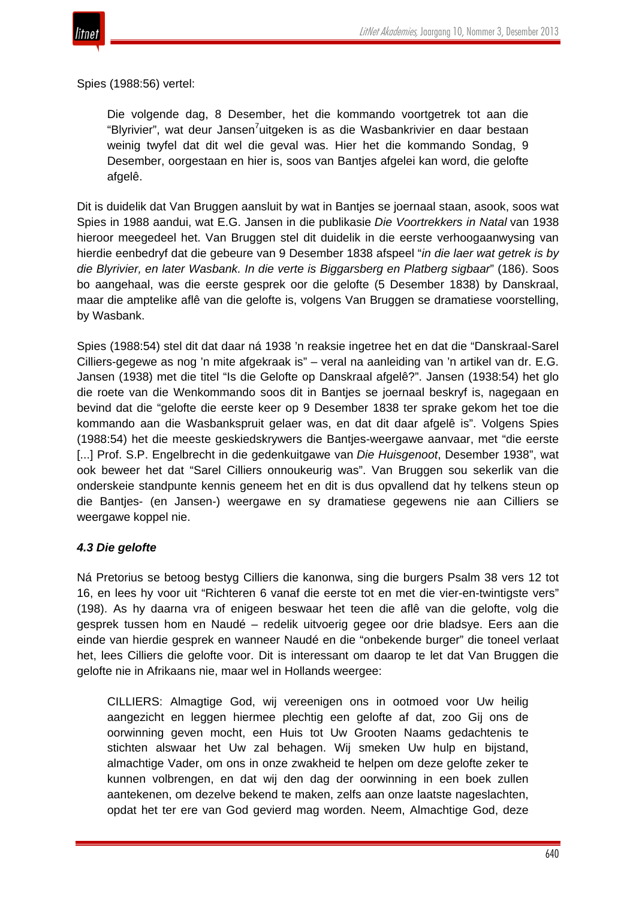Spies (1988:56) vertel:

> Die volgende dag, 8 Desember, het die kommando voortgetrek tot aan die "Blyrivier", wat deur Jansen[7] uitgeken is as die Wasbankrivier en daar bestaan weinig twyfel dat dit wel die geval was. Hier het die kommando Sondag, 9 Desember, oorgestaan en hier is, soos van Bantjes afgelei kan word, die gelofte afgelê.

Dit is duidelik dat Van Bruggen aansluit by wat in Bantjes se joernaal staan, asook, soos wat Spies in 1988 aandui, wat E.G. Jansen in die publikasie *Die Voortrekkers in Natal* van 1938 hieroor meegedeel het. Van Bruggen stel dit duidelik in die eerste verhoogaanwysing van hierdie eenbedryf dat die gebeure van 9 Desember 1838 afspeel "*in die laer wat getrek is by die Blyrivier, en later Wasbank. In die verte is Biggarsberg en Platberg sigbaar*" (186). Soos bo aangehaal, was die eerste gesprek oor die gelofte (5 Desember 1838) by Danskraal, maar die amptelike aflê van die gelofte is, volgens Van Bruggen se dramatiese voorstelling, by Wasbank.

Spies (1988:54) stel dit dat daar ná 1938 'n reaksie ingetree het en dat die "Danskraal-Sarel Cilliers-gegewe as nog 'n mite afgekraak is" – veral na aanleiding van 'n artikel van dr. E.G. Jansen (1938) met die titel "Is die Gelofte op Danskraal afgelê?". Jansen (1938:54) het glo die roete van die Wenkommando soos dit in Bantjes se joernaal beskryf is, nagegaan en bevind dat die "gelofte die eerste keer op 9 Desember 1838 ter sprake gekom het toe die kommando aan die Wasbankspruit gelaer was, en dat dit daar afgelê is". Volgens Spies (1988:54) het die meeste geskiedskrywers die Bantjes-weergawe aanvaar, met "die eerste [...] Prof. S.P. Engelbrecht in die gedenkuitgawe van *Die Huisgenoot*, Desember 1938", wat ook beweer het dat "Sarel Cilliers onnoukeurig was". Van Bruggen sou sekerlik van die onderskeie standpunte kennis geneem het en dit is dus opvallend dat hy telkens steun op die Bantjes- (en Jansen-) weergawe en sy dramatiese gegewens nie aan Cilliers se weergawe koppel nie.

#### *4.3 Die gelofte*

Ná Pretorius se betoog bestyg Cilliers die kanonwa, sing die burgers Psalm 38 vers 12 tot 16, en lees hy voor uit "Richteren 6 vanaf die eerste tot en met die vier-en-twintigste vers" (198). As hy daarna vra of enigeen beswaar het teen die aflê van die gelofte, volg die gesprek tussen hom en Naudé – redelik uitvoerig gegee oor drie bladsye. Eers aan die einde van hierdie gesprek en wanneer Naudé en die "onbekende burger" die toneel verlaat het, lees Cilliers die gelofte voor. Dit is interessant om daarop te let dat Van Bruggen die gelofte nie in Afrikaans nie, maar wel in Hollands weergee:

> CILLIERS: Almagtige God, wij vereenigen ons in ootmoed voor Uw heilig aangezicht en leggen hiermee plechtig een gelofte af dat, zoo Gij ons de oorwinning geven mocht, een Huis tot Uw Grooten Naams gedachtenis te stichten alswaar het Uw zal behagen. Wij smeken Uw hulp en bijstand, almachtige Vader, om ons in onze zwakheid te helpen om deze gelofte zeker te kunnen volbrengen, en dat wij den dag der oorwinning in een boek zullen aantekenen, om dezelve bekend te maken, zelfs aan onze laatste nageslachten, opdat het ter ere van God gevierd mag worden. Neem, Almachtige God, deze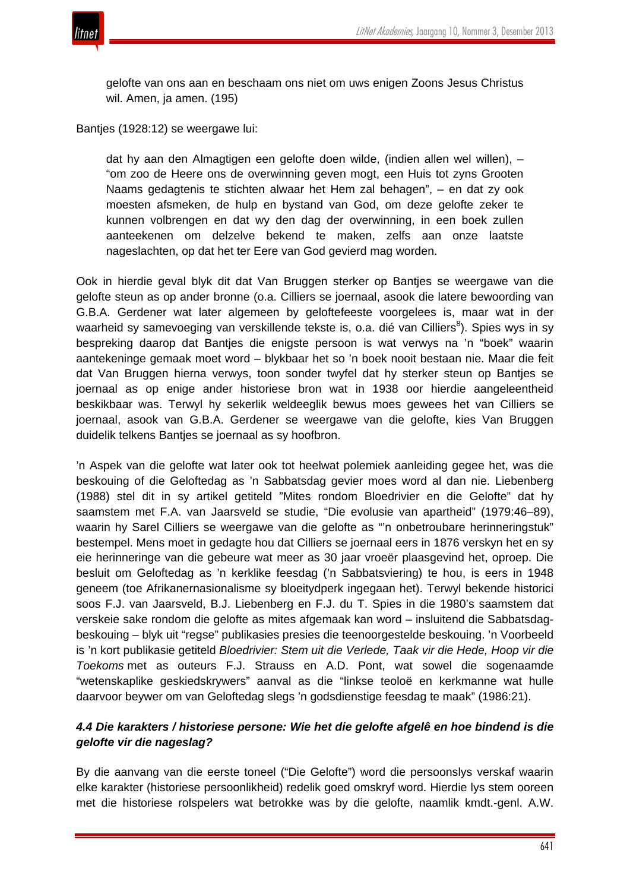> gelofte van ons aan en beschaam ons niet om uws enigen Zoons Jesus Christus wil. Amen, ja amen. (195)

Bantjes (1928:12) se weergawe lui:

> dat hy aan den Almagtigen een gelofte doen wilde, (indien allen wel willen), – "om zoo de Heere ons de overwinning geven mogt, een Huis tot zyns Grooten Naams gedagtenis te stichten alwaar het Hem zal behagen", – en dat zy ook moesten afsmeken, de hulp en bystand van God, om deze gelofte zeker te kunnen volbrengen en dat wy den dag der overwinning, in een boek zullen aanteekenen om delzelve bekend te maken, zelfs aan onze laatste nageslachten, op dat het ter Eere van God gevierd mag worden.

Ook in hierdie geval blyk dit dat Van Bruggen sterker op Bantjes se weergawe van die gelofte steun as op ander bronne (o.a. Cilliers se joernaal, asook die latere bewoording van G.B.A. Gerdener wat later algemeen by geloftefeeste voorgelees is, maar wat in der waarheid sy samevoeging van verskillende tekste is, o.a. dié van Cilliers[8]). Spies wys in sy bespreking daarop dat Bantjes die enigste persoon is wat verwys na 'n "boek" waarin aantekeninge gemaak moet word – blykbaar het so 'n boek nooit bestaan nie. Maar die feit dat Van Bruggen hierna verwys, toon sonder twyfel dat hy sterker steun op Bantjes se joernaal as op enige ander historiese bron wat in 1938 oor hierdie aangeleentheid beskikbaar was. Terwyl hy sekerlik weldeeglik bewus moes gewees het van Cilliers se joernaal, asook van G.B.A. Gerdener se weergawe van die gelofte, kies Van Bruggen duidelik telkens Bantjes se joernaal as sy hoofbron.

'n Aspek van die gelofte wat later ook tot heelwat polemiek aanleiding gegee het, was die beskouing of die Geloftedag as 'n Sabbatsdag gevier moes word al dan nie. Liebenberg (1988) stel dit in sy artikel getiteld "Mites rondom Bloedrivier en die Gelofte" dat hy saamstem met F.A. van Jaarsveld se studie, "Die evolusie van apartheid" (1979:46–89), waarin hy Sarel Cilliers se weergawe van die gelofte as "'n onbetroubare herinneringstuk" bestempel. Mens moet in gedagte hou dat Cilliers se joernaal eers in 1876 verskyn het en sy eie herinneringe van die gebeure wat meer as 30 jaar vroeër plaasgevind het, oproep. Die besluit om Geloftedag as 'n kerklike feesdag ('n Sabbatsviering) te hou, is eers in 1948 geneem (toe Afrikanernasionalisme sy bloeitydperk ingegaan het). Terwyl bekende historici soos F.J. van Jaarsveld, B.J. Liebenberg en F.J. du T. Spies in die 1980's saamstem dat verskeie sake rondom die gelofte as mites afgemaak kan word – insluitend die Sabbatsdag-beskouing – blyk uit "regse" publikasies presies die teenoorgestelde beskouing. 'n Voorbeeld is 'n kort publikasie getiteld *Bloedrivier: Stem uit die Verlede, Taak vir die Hede, Hoop vir die Toekoms* met as outeurs F.J. Strauss en A.D. Pont, wat sowel die sogenaamde "wetenskaplike geskiedskrywers" aanval as die "linkse teoloë en kerkmanne wat hulle daarvoor beywer om van Geloftedag slegs 'n godsdienstige feesdag te maak" (1986:21).

#### *4.4 Die karakters / historiese persone: Wie het die gelofte afgelê en hoe bindend is die gelofte vir die nageslag?*

By die aanvang van die eerste toneel ("Die Gelofte") word die persoonslys verskaf waarin elke karakter (historiese persoonlikheid) redelik goed omskryf word. Hierdie lys stem ooreen met die historiese rolspelers wat betrokke was by die gelofte, naamlik kmdt.-genl. A.W.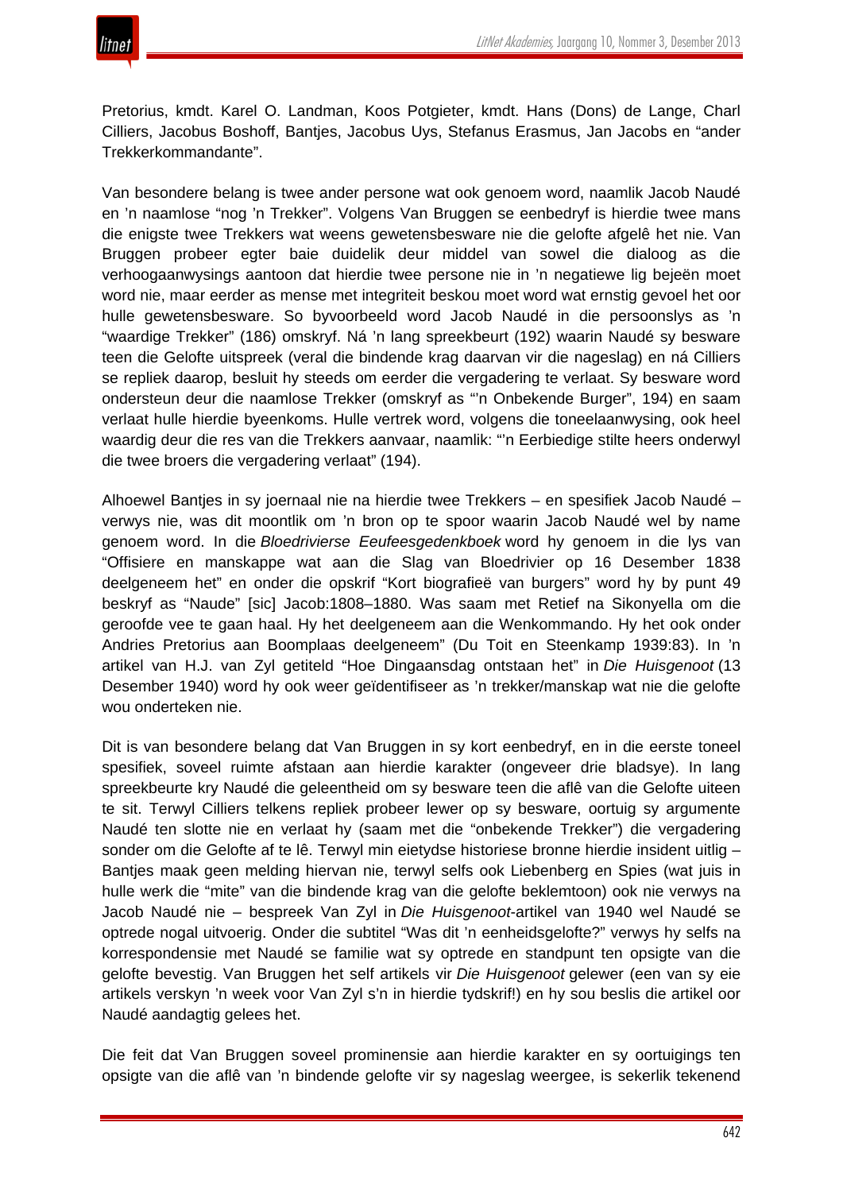Pretorius, kmdt. Karel O. Landman, Koos Potgieter, kmdt. Hans (Dons) de Lange, Charl Cilliers, Jacobus Boshoff, Bantjes, Jacobus Uys, Stefanus Erasmus, Jan Jacobs en "ander Trekkerkommandante".

Van besondere belang is twee ander persone wat ook genoem word, naamlik Jacob Naudé en 'n naamlose "nog 'n Trekker". Volgens Van Bruggen se eenbedryf is hierdie twee mans die enigste twee Trekkers wat weens gewetensbesware nie die gelofte afgelê het nie. Van Bruggen probeer egter baie duidelik deur middel van sowel die dialoog as die verhoogaanwysings aantoon dat hierdie twee persone nie in 'n negatiewe lig bejeën moet word nie, maar eerder as mense met integriteit beskou moet word wat ernstig gevoel het oor hulle gewetensbesware. So byvoorbeeld word Jacob Naudé in die persoonslys as 'n "waardige Trekker" (186) omskryf. Ná 'n lang spreekbeurt (192) waarin Naudé sy besware teen die Gelofte uitspreek (veral die bindende krag daarvan vir die nageslag) en ná Cilliers se repliek daarop, besluit hy steeds om eerder die vergadering te verlaat. Sy besware word ondersteun deur die naamlose Trekker (omskryf as "'n Onbekende Burger", 194) en saam verlaat hulle hierdie byeenkoms. Hulle vertrek word, volgens die toneelaanwysing, ook heel waardig deur die res van die Trekkers aanvaar, naamlik: "'n Eerbiedige stilte heers onderwyl die twee broers die vergadering verlaat" (194).

Alhoewel Bantjes in sy joernaal nie na hierdie twee Trekkers – en spesifiek Jacob Naudé – verwys nie, was dit moontlik om 'n bron op te spoor waarin Jacob Naudé wel by name genoem word. In die *Bloedrivierse Eeufeesgedenkboek* word hy genoem in die lys van "Offisiere en manskappe wat aan die Slag van Bloedrivier op 16 Desember 1838 deelgeneem het" en onder die opskrif "Kort biografieë van burgers" word hy by punt 49 beskryf as "Naude" [sic] Jacob:1808–1880. Was saam met Retief na Sikonyella om die geroofde vee te gaan haal. Hy het deelgeneem aan die Wenkommando. Hy het ook onder Andries Pretorius aan Boomplaas deelgeneem" (Du Toit en Steenkamp 1939:83). In 'n artikel van H.J. van Zyl getiteld "Hoe Dingaansdag ontstaan het" in *Die Huisgenoot* (13 Desember 1940) word hy ook weer geïdentifiseer as 'n trekker/manskap wat nie die gelofte wou onderteken nie.

Dit is van besondere belang dat Van Bruggen in sy kort eenbedryf, en in die eerste toneel spesifiek, soveel ruimte afstaan aan hierdie karakter (ongeveer drie bladsye). In lang spreekbeurte kry Naudé die geleentheid om sy besware teen die aflê van die Gelofte uiteen te sit. Terwyl Cilliers telkens repliek probeer lewer op sy besware, oortuig sy argumente Naudé ten slotte nie en verlaat hy (saam met die "onbekende Trekker") die vergadering sonder om die Gelofte af te lê. Terwyl min eietydse historiese bronne hierdie insident uitlig – Bantjes maak geen melding hiervan nie, terwyl selfs ook Liebenberg en Spies (wat juis in hulle werk die "mite" van die bindende krag van die gelofte beklemtoon) ook nie verwys na Jacob Naudé nie – bespreek Van Zyl in *Die Huisgenoot*-artikel van 1940 wel Naudé se optrede nogal uitvoerig. Onder die subtitel "Was dit 'n eenheidsgelofte?" verwys hy selfs na korrespondensie met Naudé se familie wat sy optrede en standpunt ten opsigte van die gelofte bevestig. Van Bruggen het self artikels vir *Die Huisgenoot* gelewer (een van sy eie artikels verskyn 'n week voor Van Zyl s'n in hierdie tydskrif!) en hy sou beslis die artikel oor Naudé aandagtig gelees het.

Die feit dat Van Bruggen soveel prominensie aan hierdie karakter en sy oortuigings ten opsigte van die aflê van 'n bindende gelofte vir sy nageslag weergee, is sekerlik tekenend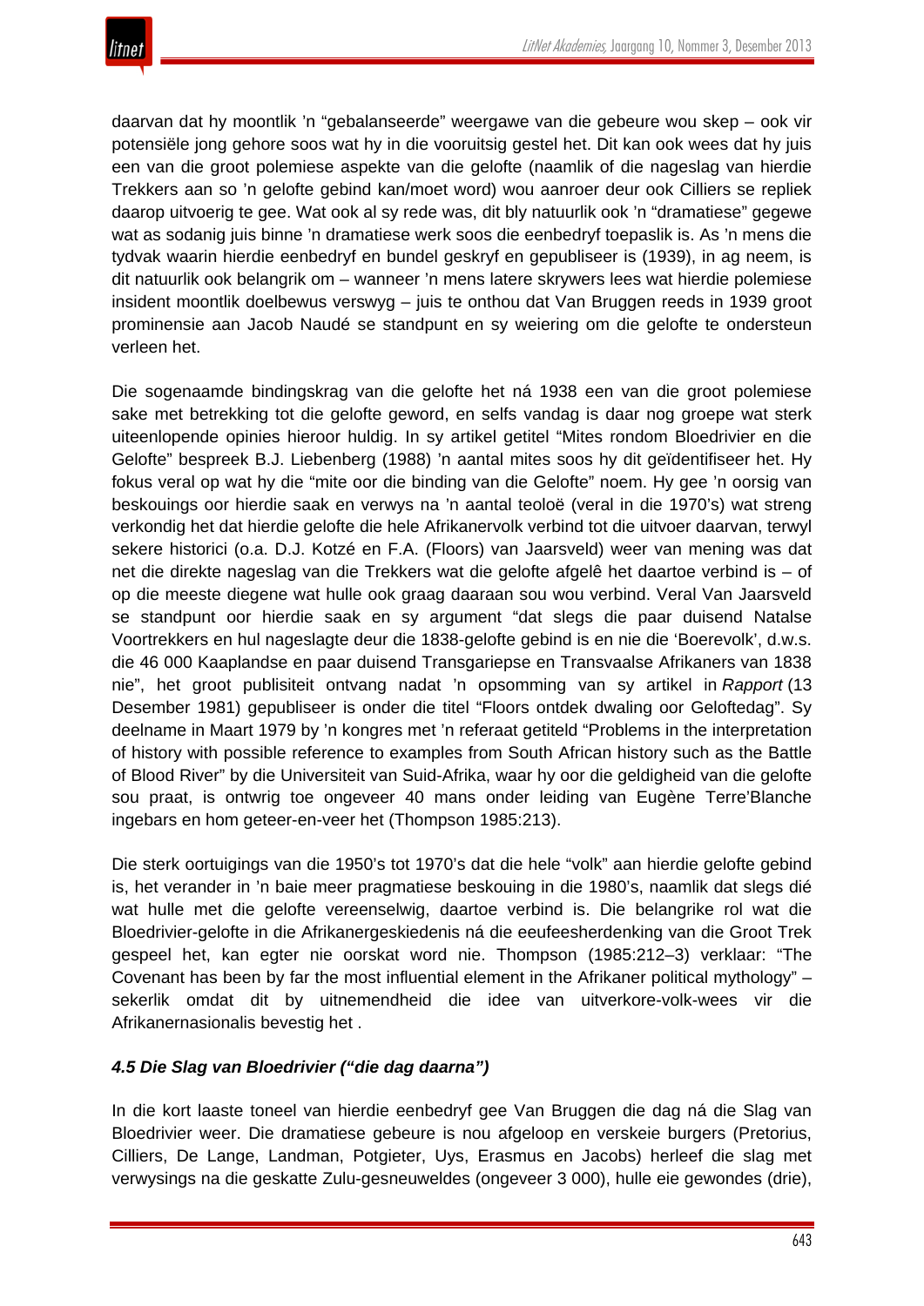daarvan dat hy moontlik 'n "gebalanseerde" weergawe van die gebeure wou skep – ook vir potensiële jong gehore soos wat hy in die vooruitsig gestel het. Dit kan ook wees dat hy juis een van die groot polemiese aspekte van die gelofte (naamlik of die nageslag van hierdie Trekkers aan so 'n gelofte gebind kan/moet word) wou aanroer deur ook Cilliers se repliek daarop uitvoerig te gee. Wat ook al sy rede was, dit bly natuurlik ook 'n "dramatiese" gegewe wat as sodanig juis binne 'n dramatiese werk soos die eenbedryf toepaslik is. As 'n mens die tydvak waarin hierdie eenbedryf en bundel geskryf en gepubliseer is (1939), in ag neem, is dit natuurlik ook belangrik om – wanneer 'n mens latere skrywers lees wat hierdie polemiese insident moontlik doelbewus verswyg – juis te onthou dat Van Bruggen reeds in 1939 groot prominensie aan Jacob Naudé se standpunt en sy weiering om die gelofte te ondersteun verleen het.

Die sogenaamde bindingskrag van die gelofte het ná 1938 een van die groot polemiese sake met betrekking tot die gelofte geword, en selfs vandag is daar nog groepe wat sterk uiteenlopende opinies hieroor huldig. In sy artikel getitel "Mites rondom Bloedrivier en die Gelofte" bespreek B.J. Liebenberg (1988) 'n aantal mites soos hy dit geïdentifiseer het. Hy fokus veral op wat hy die "mite oor die binding van die Gelofte" noem. Hy gee 'n oorsig van beskouings oor hierdie saak en verwys na 'n aantal teoloë (veral in die 1970's) wat streng verkondig het dat hierdie gelofte die hele Afrikanervolk verbind tot die uitvoer daarvan, terwyl sekere historici (o.a. D.J. Kotzé en F.A. (Floors) van Jaarsveld) weer van mening was dat net die direkte nageslag van die Trekkers wat die gelofte afgelê het daartoe verbind is – of op die meeste diegene wat hulle ook graag daaraan sou wou verbind. Veral Van Jaarsveld se standpunt oor hierdie saak en sy argument "dat slegs die paar duisend Natalse Voortrekkers en hul nageslagte deur die 1838-gelofte gebind is en nie die 'Boerevolk', d.w.s. die 46 000 Kaaplandse en paar duisend Transgariepse en Transvaalse Afrikaners van 1838 nie", het groot publisiteit ontvang nadat 'n opsomming van sy artikel in *Rapport* (13 Desember 1981) gepubliseer is onder die titel "Floors ontdek dwaling oor Geloftedag". Sy deelname in Maart 1979 by 'n kongres met 'n referaat getiteld "Problems in the interpretation of history with possible reference to examples from South African history such as the Battle of Blood River" by die Universiteit van Suid-Afrika, waar hy oor die geldigheid van die gelofte sou praat, is ontwrig toe ongeveer 40 mans onder leiding van Eugène Terre'Blanche ingebars en hom geteer-en-veer het (Thompson 1985:213).

Die sterk oortuigings van die 1950's tot 1970's dat die hele "volk" aan hierdie gelofte gebind is, het verander in 'n baie meer pragmatiese beskouing in die 1980's, naamlik dat slegs dié wat hulle met die gelofte vereenselwig, daartoe verbind is. Die belangrike rol wat die Bloedrivier-gelofte in die Afrikanergeskiedenis ná die eeufeesherdenking van die Groot Trek gespeel het, kan egter nie oorskat word nie. Thompson (1985:212–3) verklaar: "The Covenant has been by far the most influential element in the Afrikaner political mythology" – sekerlik omdat dit by uitnemendheid die idee van uitverkore-volk-wees vir die Afrikanernasionalis bevestig het .

#### *4.5 Die Slag van Bloedrivier ("die dag daarna")*

In die kort laaste toneel van hierdie eenbedryf gee Van Bruggen die dag ná die Slag van Bloedrivier weer. Die dramatiese gebeure is nou afgeloop en verskeie burgers (Pretorius, Cilliers, De Lange, Landman, Potgieter, Uys, Erasmus en Jacobs) herleef die slag met verwysings na die geskatte Zulu-gesneuweldes (ongeveer 3 000), hulle eie gewondes (drie),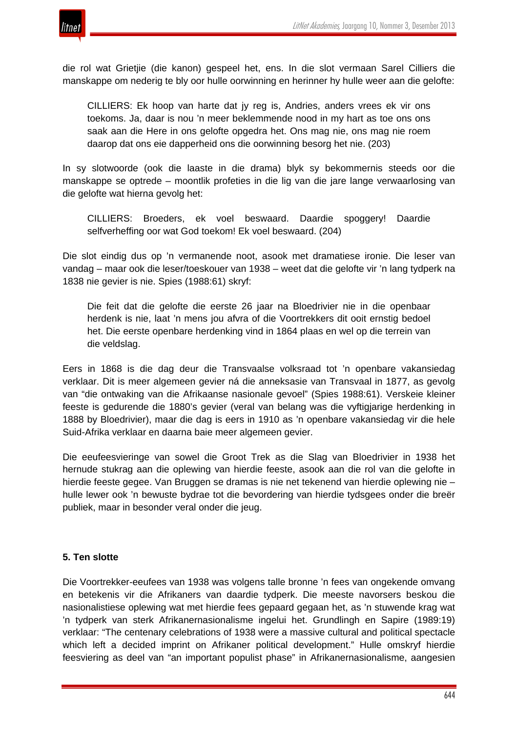die rol wat Grietjie (die kanon) gespeel het, ens. In die slot vermaan Sarel Cilliers die manskappe om nederig te bly oor hulle oorwinning en herinner hy hulle weer aan die gelofte:

> CILLIERS: Ek hoop van harte dat jy reg is, Andries, anders vrees ek vir ons toekoms. Ja, daar is nou 'n meer beklemmende nood in my hart as toe ons ons saak aan die Here in ons gelofte opgedra het. Ons mag nie, ons mag nie roem daarop dat ons eie dapperheid ons die oorwinning besorg het nie. (203)

In sy slotwoorde (ook die laaste in die drama) blyk sy bekommernis steeds oor die manskappe se optrede – moontlik profeties in die lig van die jare lange verwaarlosing van die gelofte wat hierna gevolg het:

> CILLIERS: Broeders, ek voel beswaard. Daardie spoggery! Daardie selfverheffing oor wat God toekom! Ek voel beswaard. (204)

Die slot eindig dus op 'n vermanende noot, asook met dramatiese ironie. Die leser van vandag – maar ook die leser/toeskouer van 1938 – weet dat die gelofte vir 'n lang tydperk na 1838 nie gevier is nie. Spies (1988:61) skryf:

> Die feit dat die gelofte die eerste 26 jaar na Bloedrivier nie in die openbaar herdenk is nie, laat 'n mens jou afvra of die Voortrekkers dit ooit ernstig bedoel het. Die eerste openbare herdenking vind in 1864 plaas en wel op die terrein van die veldslag.

Eers in 1868 is die dag deur die Transvaalse volksraad tot 'n openbare vakansiedag verklaar. Dit is meer algemeen gevier ná die anneksasie van Transvaal in 1877, as gevolg van "die ontwaking van die Afrikaanse nasionale gevoel" (Spies 1988:61). Verskeie kleiner feeste is gedurende die 1880's gevier (veral van belang was die vyftigjarige herdenking in 1888 by Bloedrivier), maar die dag is eers in 1910 as 'n openbare vakansiedag vir die hele Suid-Afrika verklaar en daarna baie meer algemeen gevier.

Die eeufeesvieringe van sowel die Groot Trek as die Slag van Bloedrivier in 1938 het hernude stukrag aan die oplewing van hierdie feeste, asook aan die rol van die gelofte in hierdie feeste gegee. Van Bruggen se dramas is nie net tekenend van hierdie oplewing nie – hulle lewer ook 'n bewuste bydrae tot die bevordering van hierdie tydsgees onder die breër publiek, maar in besonder veral onder die jeug.

## 5. Ten slotte

Die Voortrekker-eeufees van 1938 was volgens talle bronne 'n fees van ongekende omvang en betekenis vir die Afrikaners van daardie tydperk. Die meeste navorsers beskou die nasionalistiese oplewing wat met hierdie fees gepaard gegaan het, as 'n stuwende krag wat 'n tydperk van sterk Afrikanernasionalisme ingelui het. Grundlingh en Sapire (1989:19) verklaar: "The centenary celebrations of 1938 were a massive cultural and political spectacle which left a decided imprint on Afrikaner political development." Hulle omskryf hierdie feesviering as deel van "an important populist phase" in Afrikanernasionalisme, aangesien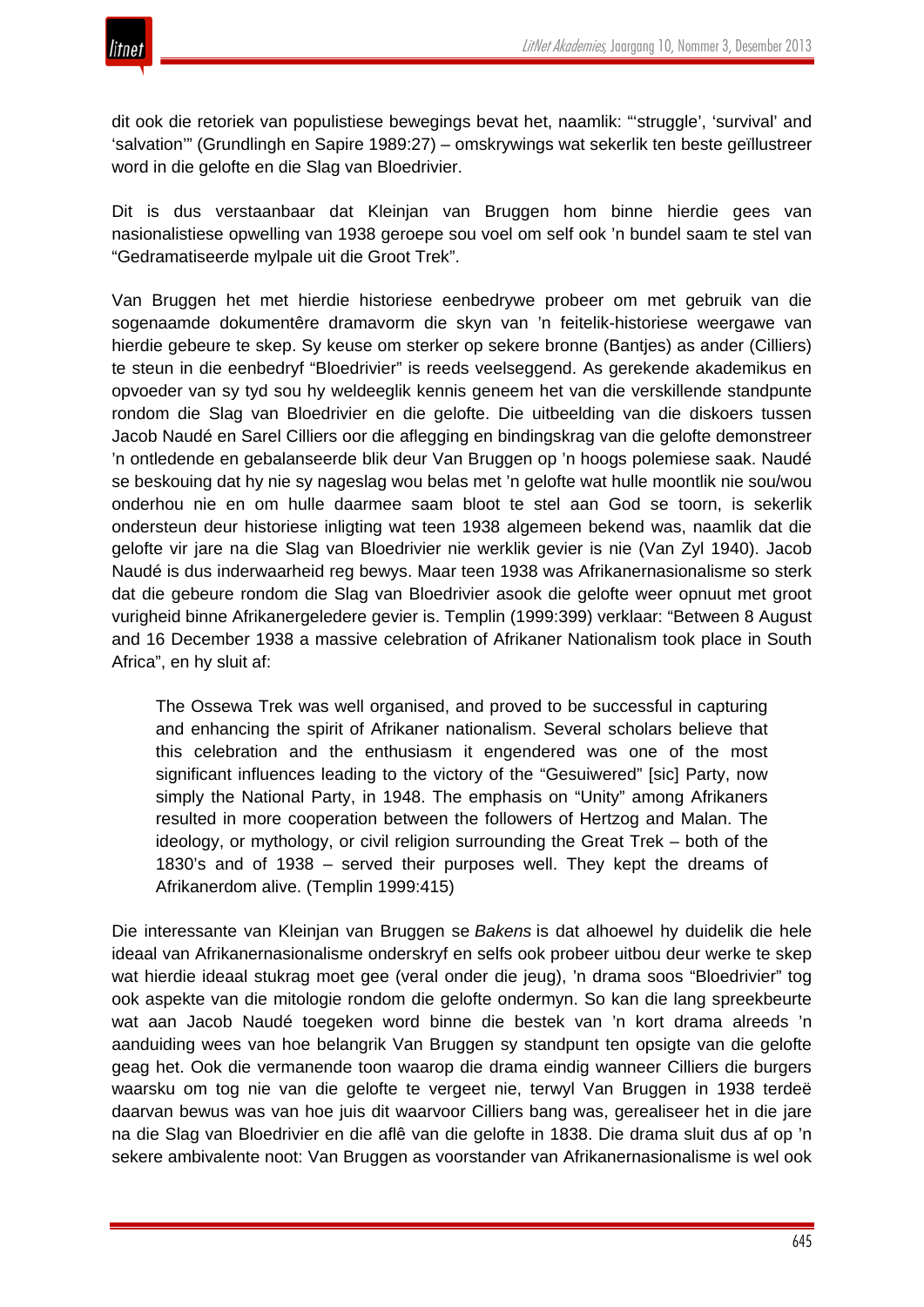dit ook die retoriek van populistiese bewegings bevat het, naamlik: "'struggle', 'survival' and 'salvation'" (Grundlingh en Sapire 1989:27) – omskrywings wat sekerlik ten beste geïllustreer word in die gelofte en die Slag van Bloedrivier.

Dit is dus verstaanbaar dat Kleinjan van Bruggen hom binne hierdie gees van nasionalistiese opwelling van 1938 geroepe sou voel om self ook 'n bundel saam te stel van "Gedramatiseerde mylpale uit die Groot Trek".

Van Bruggen het met hierdie historiese eenbedrywe probeer om met gebruik van die sogenaamde dokumentêre dramavorm die skyn van 'n feitelik-historiese weergawe van hierdie gebeure te skep. Sy keuse om sterker op sekere bronne (Bantjes) as ander (Cilliers) te steun in die eenbedryf "Bloedrivier" is reeds veelseggend. As gerekende akademikus en opvoeder van sy tyd sou hy weldeeglik kennis geneem het van die verskillende standpunte rondom die Slag van Bloedrivier en die gelofte. Die uitbeelding van die diskoers tussen Jacob Naudé en Sarel Cilliers oor die aflegging en bindingskrag van die gelofte demonstreer 'n ontledende en gebalanseerde blik deur Van Bruggen op 'n hoogs polemiese saak. Naudé se beskouing dat hy nie sy nageslag wou belas met 'n gelofte wat hulle moontlik nie sou/wou onderhou nie en om hulle daarmee saam bloot te stel aan God se toorn, is sekerlik ondersteun deur historiese inligting wat teen 1938 algemeen bekend was, naamlik dat die gelofte vir jare na die Slag van Bloedrivier nie werklik gevier is nie (Van Zyl 1940). Jacob Naudé is dus inderwaarheid reg bewys. Maar teen 1938 was Afrikanernasionalisme so sterk dat die gebeure rondom die Slag van Bloedrivier asook die gelofte weer opnuut met groot vurigheid binne Afrikanergeledere gevier is. Templin (1999:399) verklaar: "Between 8 August and 16 December 1938 a massive celebration of Afrikaner Nationalism took place in South Africa", en hy sluit af:

> The Ossewa Trek was well organised, and proved to be successful in capturing and enhancing the spirit of Afrikaner nationalism. Several scholars believe that this celebration and the enthusiasm it engendered was one of the most significant influences leading to the victory of the "Gesuiwered" [sic] Party, now simply the National Party, in 1948. The emphasis on "Unity" among Afrikaners resulted in more cooperation between the followers of Hertzog and Malan. The ideology, or mythology, or civil religion surrounding the Great Trek – both of the 1830's and of 1938 – served their purposes well. They kept the dreams of Afrikanerdom alive. (Templin 1999:415)

Die interessante van Kleinjan van Bruggen se *Bakens* is dat alhoewel hy duidelik die hele ideaal van Afrikanernasionalisme onderskryf en selfs ook probeer uitbou deur werke te skep wat hierdie ideaal stukrag moet gee (veral onder die jeug), 'n drama soos "Bloedrivier" tog ook aspekte van die mitologie rondom die gelofte ondermyn. So kan die lang spreekbeurte wat aan Jacob Naudé toegeken word binne die bestek van 'n kort drama alreeds 'n aanduiding wees van hoe belangrik Van Bruggen sy standpunt ten opsigte van die gelofte geag het. Ook die vermanende toon waarop die drama eindig wanneer Cilliers die burgers waarsku om tog nie van die gelofte te vergeet nie, terwyl Van Bruggen in 1938 terdeë daarvan bewus was van hoe juis dit waarvoor Cilliers bang was, gerealiseer het in die jare na die Slag van Bloedrivier en die aflê van die gelofte in 1838. Die drama sluit dus af op 'n sekere ambivalente noot: Van Bruggen as voorstander van Afrikanernasionalisme is wel ook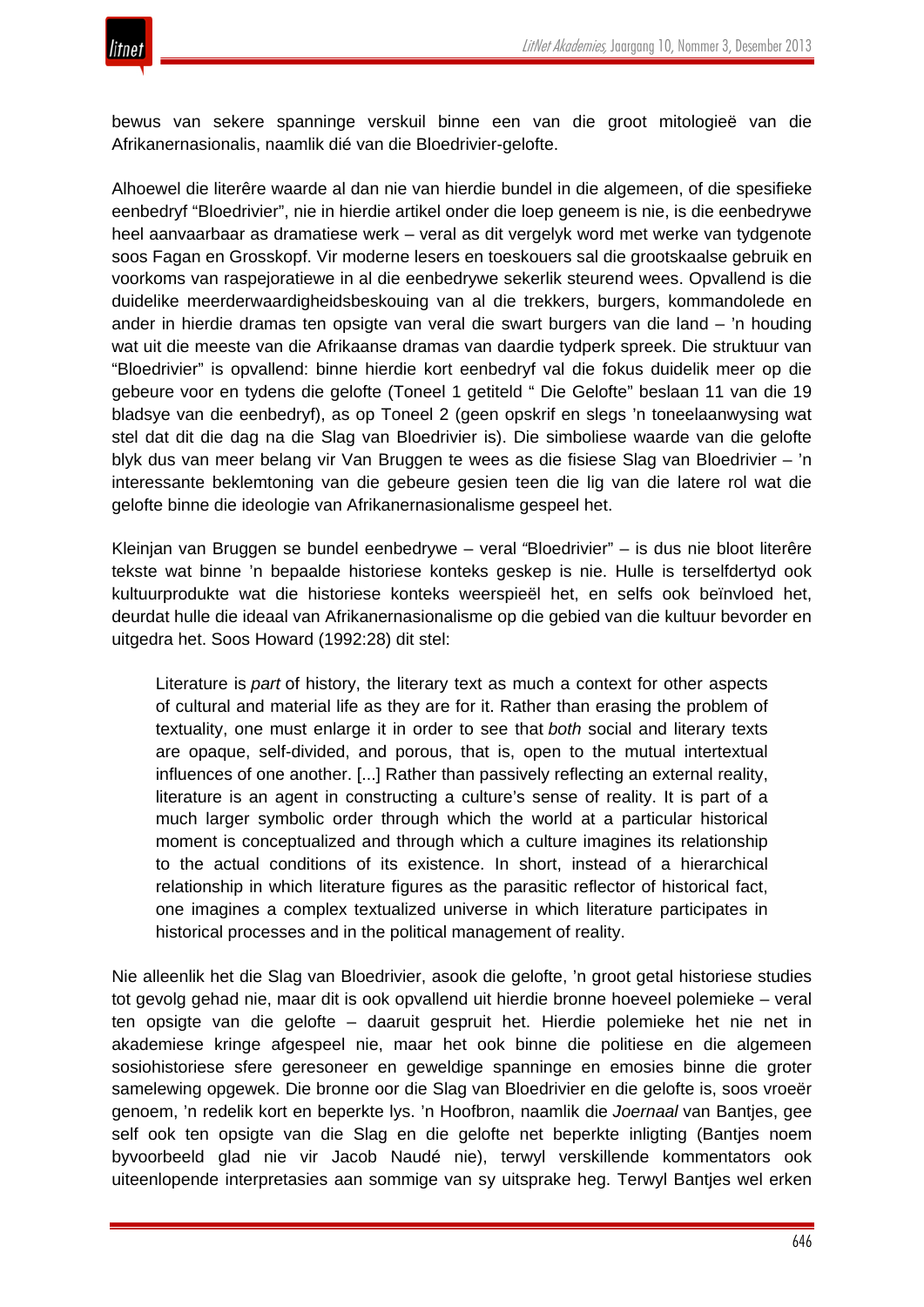bewus van sekere spanninge verskuil binne een van die groot mitologieë van die Afrikanernasionalis, naamlik dié van die Bloedrivier-gelofte.

Alhoewel die literêre waarde al dan nie van hierdie bundel in die algemeen, of die spesifieke eenbedryf "Bloedrivier", nie in hierdie artikel onder die loep geneem is nie, is die eenbedrywe heel aanvaarbaar as dramatiese werk – veral as dit vergelyk word met werke van tydgenote soos Fagan en Grosskopf. Vir moderne lesers en toeskouers sal die grootskaalse gebruik en voorkoms van raspejoratiewe in al die eenbedrywe sekerlik steurend wees. Opvallend is die duidelike meerderwaardigheidsbeskouing van al die trekkers, burgers, kommandolede en ander in hierdie dramas ten opsigte van veral die swart burgers van die land – 'n houding wat uit die meeste van die Afrikaanse dramas van daardie tydperk spreek. Die struktuur van "Bloedrivier" is opvallend: binne hierdie kort eenbedryf val die fokus duidelik meer op die gebeure voor en tydens die gelofte (Toneel 1 getiteld " Die Gelofte" beslaan 11 van die 19 bladsye van die eenbedryf), as op Toneel 2 (geen opskrif en slegs 'n toneelaanwysing wat stel dat dit die dag na die Slag van Bloedrivier is). Die simboliese waarde van die gelofte blyk dus van meer belang vir Van Bruggen te wees as die fisiese Slag van Bloedrivier – 'n interessante beklemtoning van die gebeure gesien teen die lig van die latere rol wat die gelofte binne die ideologie van Afrikanernasionalisme gespeel het.

Kleinjan van Bruggen se bundel eenbedrywe – veral "Bloedrivier" – is dus nie bloot literêre tekste wat binne 'n bepaalde historiese konteks geskep is nie. Hulle is terselfdertyd ook kultuurprodukte wat die historiese konteks weerspieël het, en selfs ook beïnvloed het, deurdat hulle die ideaal van Afrikanernasionalisme op die gebied van die kultuur bevorder en uitgedra het. Soos Howard (1992:28) dit stel:

> Literature is *part* of history, the literary text as much a context for other aspects of cultural and material life as they are for it. Rather than erasing the problem of textuality, one must enlarge it in order to see that *both* social and literary texts are opaque, self-divided, and porous, that is, open to the mutual intertextual influences of one another. [...] Rather than passively reflecting an external reality, literature is an agent in constructing a culture's sense of reality. It is part of a much larger symbolic order through which the world at a particular historical moment is conceptualized and through which a culture imagines its relationship to the actual conditions of its existence. In short, instead of a hierarchical relationship in which literature figures as the parasitic reflector of historical fact, one imagines a complex textualized universe in which literature participates in historical processes and in the political management of reality.

Nie alleenlik het die Slag van Bloedrivier, asook die gelofte, 'n groot getal historiese studies tot gevolg gehad nie, maar dit is ook opvallend uit hierdie bronne hoeveel polemieke – veral ten opsigte van die gelofte – daaruit gespruit het. Hierdie polemieke het nie net in akademiese kringe afgespeel nie, maar het ook binne die politiese en die algemeen sosiohistoriese sfere geresoneer en geweldige spanninge en emosies binne die groter samelewing opgewek. Die bronne oor die Slag van Bloedrivier en die gelofte is, soos vroeër genoem, 'n redelik kort en beperkte lys. 'n Hoofbron, naamlik die *Joernaal* van Bantjes, gee self ook ten opsigte van die Slag en die gelofte net beperkte inligting (Bantjes noem byvoorbeeld glad nie vir Jacob Naudé nie), terwyl verskillende kommentators ook uiteenlopende interpretasies aan sommige van sy uitsprake heg. Terwyl Bantjes wel erken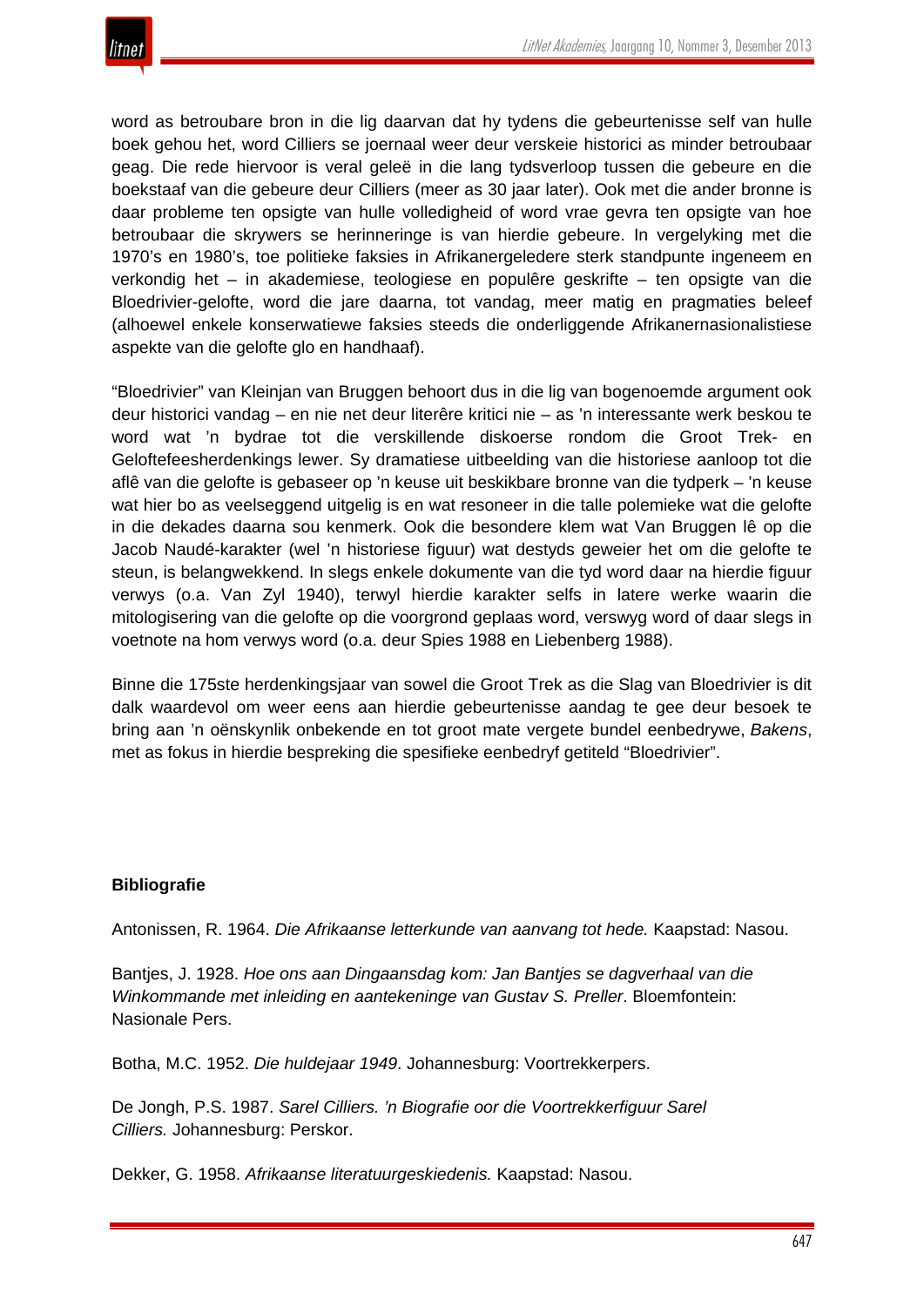word as betroubare bron in die lig daarvan dat hy tydens die gebeurtenisse self van hulle boek gehou het, word Cilliers se joernaal weer deur verskeie historici as minder betroubaar geag. Die rede hiervoor is veral geleë in die lang tydsverloop tussen die gebeure en die boekstaaf van die gebeure deur Cilliers (meer as 30 jaar later). Ook met die ander bronne is daar probleme ten opsigte van hulle volledigheid of word vrae gevra ten opsigte van hoe betroubaar die skrywers se herinneringe is van hierdie gebeure. In vergelyking met die 1970's en 1980's, toe politieke faksies in Afrikanergeledere sterk standpunte ingeneem en verkondig het – in akademiese, teologiese en populêre geskrifte – ten opsigte van die Bloedrivier-gelofte, word die jare daarna, tot vandag, meer matig en pragmaties beleef (alhoewel enkele konserwatiewe faksies steeds die onderliggende Afrikanernasionalistiese aspekte van die gelofte glo en handhaaf).

"Bloedrivier" van Kleinjan van Bruggen behoort dus in die lig van bogenoemde argument ook deur historici vandag – en nie net deur literêre kritici nie – as 'n interessante werk beskou te word wat 'n bydrae tot die verskillende diskoerse rondom die Groot Trek- en Geloftefeesherdenkings lewer. Sy dramatiese uitbeelding van die historiese aanloop tot die aflê van die gelofte is gebaseer op 'n keuse uit beskikbare bronne van die tydperk – 'n keuse wat hier bo as veelseggend uitgelig is en wat resoneer in die talle polemieke wat die gelofte in die dekades daarna sou kenmerk. Ook die besondere klem wat Van Bruggen lê op die Jacob Naudé-karakter (wel 'n historiese figuur) wat destyds geweier het om die gelofte te steun, is belangwekkend. In slegs enkele dokumente van die tyd word daar na hierdie figuur verwys (o.a. Van Zyl 1940), terwyl hierdie karakter selfs in latere werke waarin die mitologisering van die gelofte op die voorgrond geplaas word, verswyg word of daar slegs in voetnote na hom verwys word (o.a. deur Spies 1988 en Liebenberg 1988).

Binne die 175ste herdenkingsjaar van sowel die Groot Trek as die Slag van Bloedrivier is dit dalk waardevol om weer eens aan hierdie gebeurtenisse aandag te gee deur besoek te bring aan 'n oënskynlik onbekende en tot groot mate vergete bundel eenbedrywe, *Bakens*, met as fokus in hierdie bespreking die spesifieke eenbedryf getiteld "Bloedrivier".

**Bibliografie**

Antonissen, R. 1964. *Die Afrikaanse letterkunde van aanvang tot hede.* Kaapstad: Nasou.

Bantjes, J. 1928. *Hoe ons aan Dingaansdag kom: Jan Bantjes se dagverhaal van die Winkommande met inleiding en aantekeninge van Gustav S. Preller*. Bloemfontein: Nasionale Pers.

Botha, M.C. 1952. *Die huldejaar 1949*. Johannesburg: Voortrekkerpers.

De Jongh, P.S. 1987. *Sarel Cilliers. 'n Biografie oor die Voortrekkerfiguur Sarel Cilliers.* Johannesburg: Perskor.

Dekker, G. 1958. *Afrikaanse literatuurgeskiedenis.* Kaapstad: Nasou.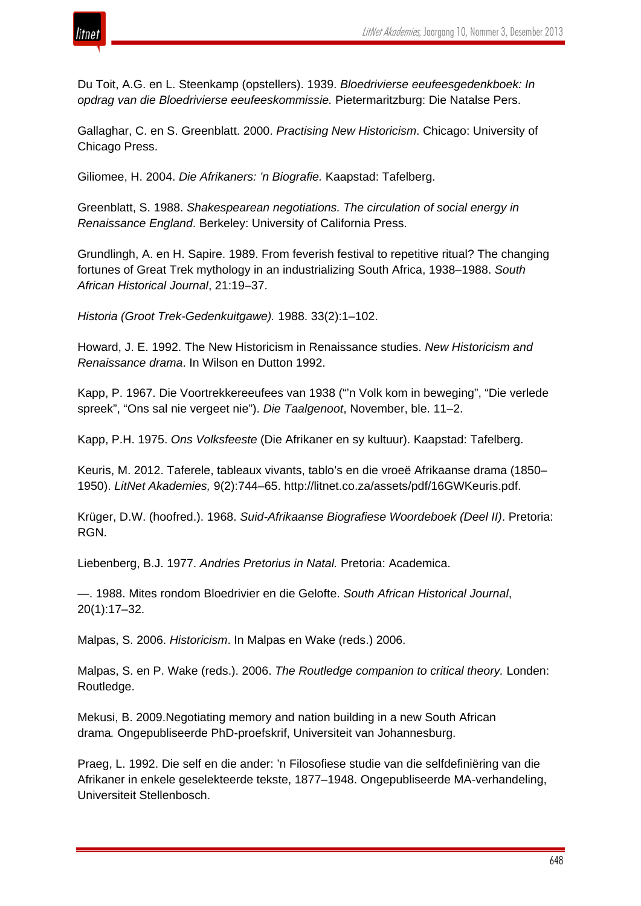Du Toit, A.G. en L. Steenkamp (opstellers). 1939. *Bloedrivierse eeufeesgedenkboek: In opdrag van die Bloedrivierse eeufeeskommissie.* Pietermaritzburg: Die Natalse Pers.

Gallaghar, C. en S. Greenblatt. 2000. *Practising New Historicism*. Chicago: University of Chicago Press.

Giliomee, H. 2004. *Die Afrikaners: 'n Biografie.* Kaapstad: Tafelberg.

Greenblatt, S. 1988. *Shakespearean negotiations. The circulation of social energy in Renaissance England*. Berkeley: University of California Press.

Grundlingh, A. en H. Sapire. 1989. From feverish festival to repetitive ritual? The changing fortunes of Great Trek mythology in an industrializing South Africa, 1938–1988. *South African Historical Journal*, 21:19–37.

*Historia (Groot Trek-Gedenkuitgawe).* 1988. 33(2):1–102.

Howard, J. E. 1992. The New Historicism in Renaissance studies. *New Historicism and Renaissance drama*. In Wilson en Dutton 1992.

Kapp, P. 1967. Die Voortrekkereeufees van 1938 ("'n Volk kom in beweging", "Die verlede spreek", "Ons sal nie vergeet nie"). *Die Taalgenoot*, November, ble. 11–2.

Kapp, P.H. 1975. *Ons Volksfeeste* (Die Afrikaner en sy kultuur). Kaapstad: Tafelberg.

Keuris, M. 2012. Taferele, tableaux vivants, tablo's en die vroeë Afrikaanse drama (1850–1950). *LitNet Akademies,* 9(2):744–65. http://litnet.co.za/assets/pdf/16GWKeuris.pdf.

Krüger, D.W. (hoofred.). 1968. *Suid-Afrikaanse Biografiese Woordeboek (Deel II)*. Pretoria: RGN.

Liebenberg, B.J. 1977. *Andries Pretorius in Natal.* Pretoria: Academica.

—. 1988. Mites rondom Bloedrivier en die Gelofte. *South African Historical Journal*, 20(1):17–32.

Malpas, S. 2006. *Historicism*. In Malpas en Wake (reds.) 2006.

Malpas, S. en P. Wake (reds.). 2006. *The Routledge companion to critical theory.* Londen: Routledge.

Mekusi, B. 2009.Negotiating memory and nation building in a new South African drama*.* Ongepubliseerde PhD-proefskrif, Universiteit van Johannesburg.

Praeg, L. 1992. Die self en die ander: 'n Filosofiese studie van die selfdefiniëring van die Afrikaner in enkele geselekteerde tekste, 1877–1948. Ongepubliseerde MA-verhandeling, Universiteit Stellenbosch.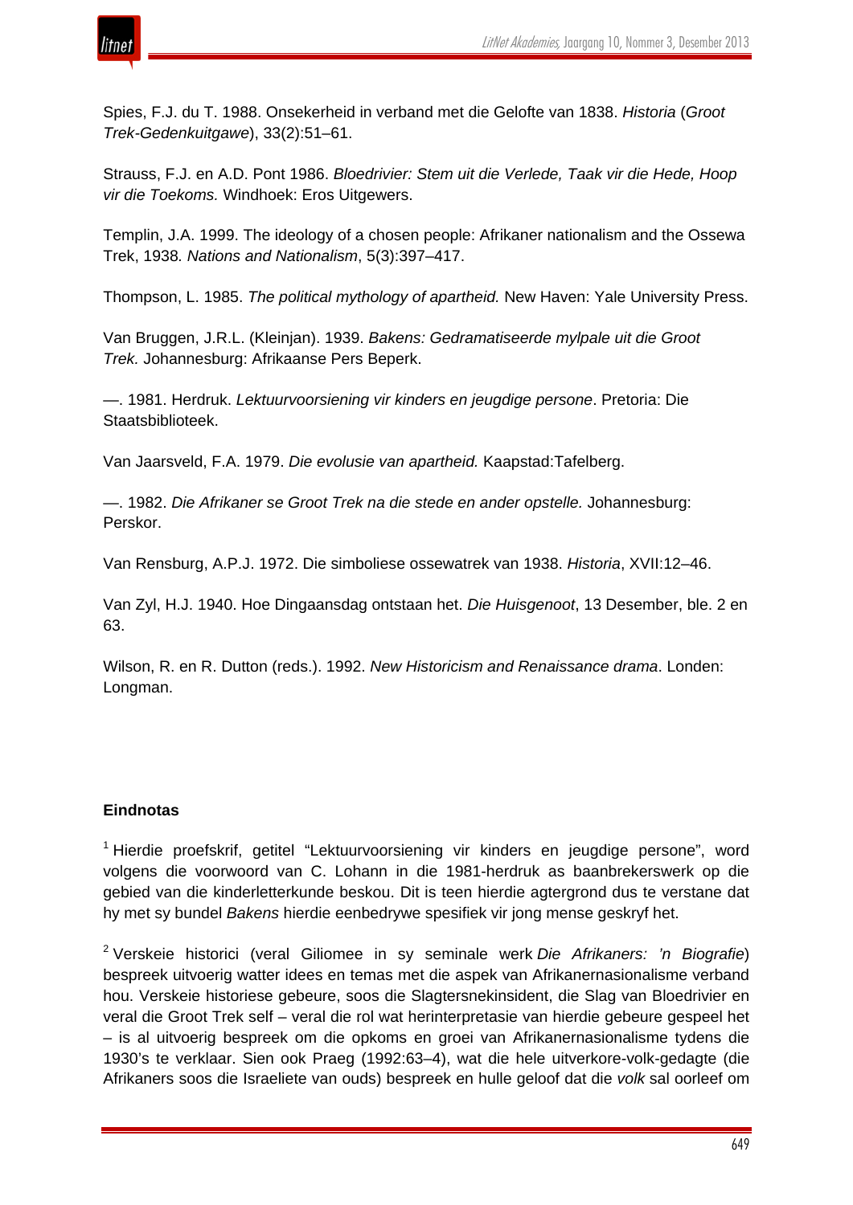Spies, F.J. du T. 1988. Onsekerheid in verband met die Gelofte van 1838. *Historia* (*Groot Trek-Gedenkuitgawe*), 33(2):51–61.

Strauss, F.J. en A.D. Pont 1986. *Bloedrivier: Stem uit die Verlede, Taak vir die Hede, Hoop vir die Toekoms.* Windhoek: Eros Uitgewers.

Templin, J.A. 1999. The ideology of a chosen people: Afrikaner nationalism and the Ossewa Trek, 1938*. Nations and Nationalism*, 5(3):397–417.

Thompson, L. 1985. *The political mythology of apartheid.* New Haven: Yale University Press.

Van Bruggen, J.R.L. (Kleinjan). 1939. *Bakens: Gedramatiseerde mylpale uit die Groot Trek.* Johannesburg: Afrikaanse Pers Beperk.

—. 1981. Herdruk. *Lektuurvoorsiening vir kinders en jeugdige persone*. Pretoria: Die Staatsbiblioteek.

Van Jaarsveld, F.A. 1979. *Die evolusie van apartheid.* Kaapstad:Tafelberg.

—. 1982. *Die Afrikaner se Groot Trek na die stede en ander opstelle.* Johannesburg: Perskor.

Van Rensburg, A.P.J. 1972. Die simboliese ossewatrek van 1938. *Historia*, XVII:12–46.

Van Zyl, H.J. 1940. Hoe Dingaansdag ontstaan het. *Die Huisgenoot*, 13 Desember, ble. 2 en 63.

Wilson, R. en R. Dutton (reds.). 1992. *New Historicism and Renaissance drama*. Londen: Longman.

**Eindnotas**

[1] Hierdie proefskrif, getitel "Lektuurvoorsiening vir kinders en jeugdige persone", word volgens die voorwoord van C. Lohann in die 1981-herdruk as baanbrekerswerk op die gebied van die kinderletterkunde beskou. Dit is teen hierdie agtergrond dus te verstane dat hy met sy bundel *Bakens* hierdie eenbedrywe spesifiek vir jong mense geskryf het.

[2] Verskeie historici (veral Giliomee in sy seminale werk *Die Afrikaners: 'n Biografie*) bespreek uitvoerig watter idees en temas met die aspek van Afrikanernasionalisme verband hou. Verskeie historiese gebeure, soos die Slagtersnekinsident, die Slag van Bloedrivier en veral die Groot Trek self – veral die rol wat herinterpretasie van hierdie gebeure gespeel het – is al uitvoerig bespreek om die opkoms en groei van Afrikanernasionalisme tydens die 1930's te verklaar. Sien ook Praeg (1992:63–4), wat die hele uitverkore-volk-gedagte (die Afrikaners soos die Israeliete van ouds) bespreek en hulle geloof dat die *volk* sal oorleef om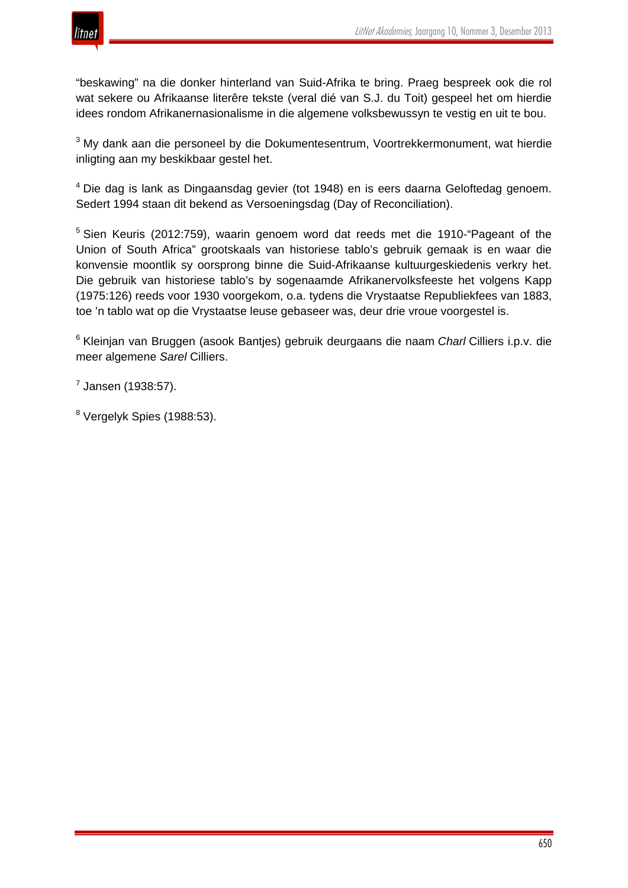"beskawing" na die donker hinterland van Suid-Afrika te bring. Praeg bespreek ook die rol wat sekere ou Afrikaanse literêre tekste (veral dié van S.J. du Toit) gespeel het om hierdie idees rondom Afrikanernasionalisme in die algemene volksbewussyn te vestig en uit te bou.

[3] My dank aan die personeel by die Dokumentesentrum, Voortrekkermonument, wat hierdie inligting aan my beskikbaar gestel het.

[4] Die dag is lank as Dingaansdag gevier (tot 1948) en is eers daarna Geloftedag genoem. Sedert 1994 staan dit bekend as Versoeningsdag (Day of Reconciliation).

[5] Sien Keuris (2012:759), waarin genoem word dat reeds met die 1910-"Pageant of the Union of South Africa" grootskaals van historiese tablo's gebruik gemaak is en waar die konvensie moontlik sy oorsprong binne die Suid-Afrikaanse kultuurgeskiedenis verkry het. Die gebruik van historiese tablo's by sogenaamde Afrikanervolksfeeste het volgens Kapp (1975:126) reeds voor 1930 voorgekom, o.a. tydens die Vrystaatse Republiekfees van 1883, toe 'n tablo wat op die Vrystaatse leuse gebaseer was, deur drie vroue voorgestel is.

[6] Kleinjan van Bruggen (asook Bantjes) gebruik deurgaans die naam *Charl* Cilliers i.p.v. die meer algemene *Sarel* Cilliers.

[7] Jansen (1938:57).

[8] Vergelyk Spies (1988:53).